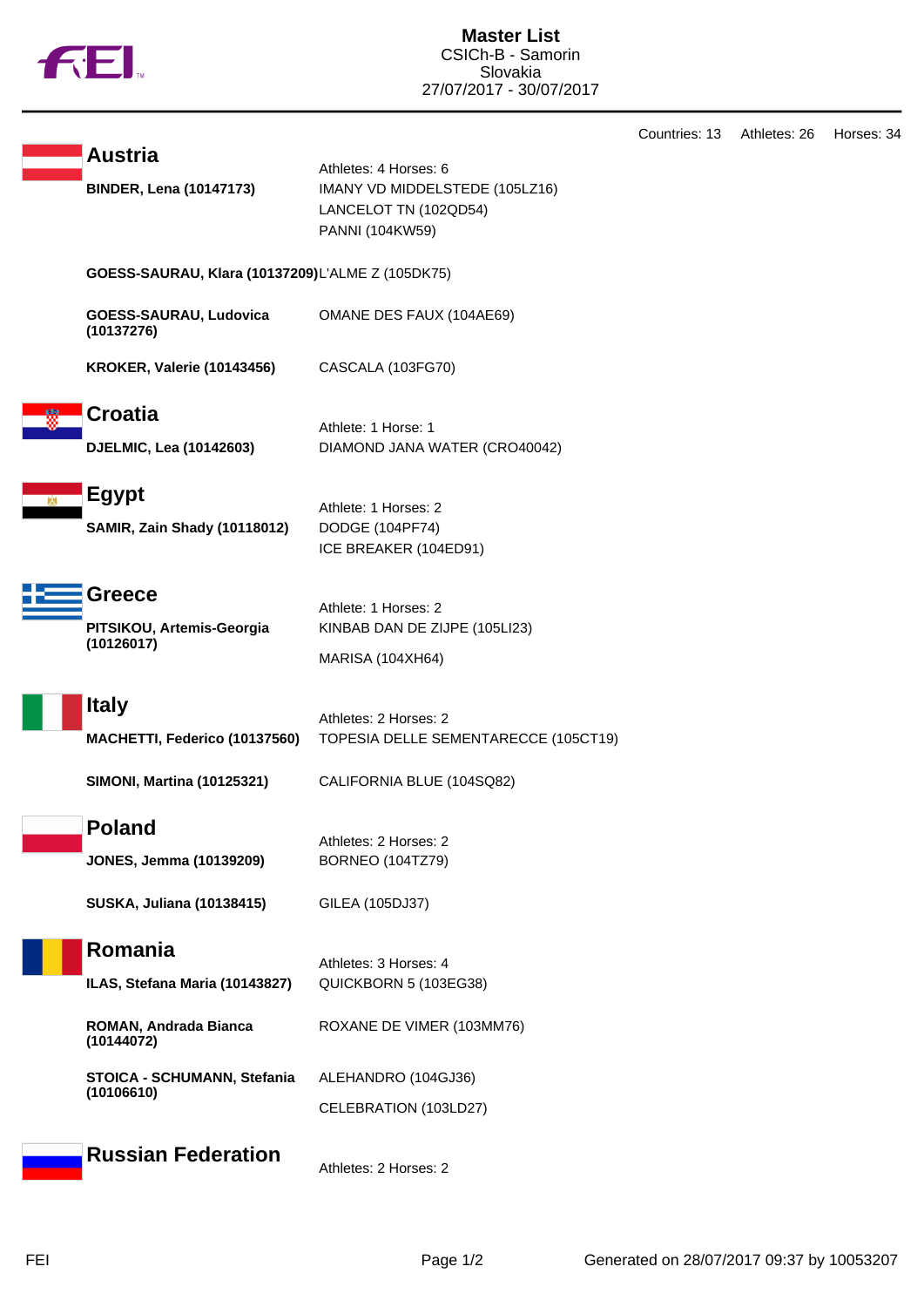# Master List

CSICh-B - Samorin
Slovakia
27/07/2017 - 30/07/2017

Countries: 13 Athletes: 26 Horses: 34

## Austria

Athletes: 4 Horses: 6

**BINDER, Lena (10147173)**
- IMANY VD MIDDELSTEDE (105LZ16)
- LANCELOT TN (102QD54)
- PANNI (104KW59)

**GOESS-SAURAU, Klara (10137209)**
- L'ALME Z (105DK75)

**GOESS-SAURAU, Ludovica (10137276)**
- OMANE DES FAUX (104AE69)

**KROKER, Valerie (10143456)**
- CASCALA (103FG70)

## Croatia

Athlete: 1 Horse: 1

**DJELMIC, Lea (10142603)**
- DIAMOND JANA WATER (CRO40042)

## Egypt

Athlete: 1 Horses: 2

**SAMIR, Zain Shady (10118012)**
- DODGE (104PF74)
- ICE BREAKER (104ED91)

## Greece

Athlete: 1 Horses: 2

**PITSIKOU, Artemis-Georgia (10126017)**
- KINBAB DAN DE ZIJPE (105LI23)
- MARISA (104XH64)

## Italy

Athletes: 2 Horses: 2

**MACHETTI, Federico (10137560)**
- TOPESIA DELLE SEMENTARECCE (105CT19)

**SIMONI, Martina (10125321)**
- CALIFORNIA BLUE (104SQ82)

## Poland

Athletes: 2 Horses: 2

**JONES, Jemma (10139209)**
- BORNEO (104TZ79)

**SUSKA, Juliana (10138415)**
- GILEA (105DJ37)

## Romania

Athletes: 3 Horses: 4

**ILAS, Stefana Maria (10143827)**
- QUICKBORN 5 (103EG38)

**ROMAN, Andrada Bianca (10144072)**
- ROXANE DE VIMER (103MM76)

**STOICA - SCHUMANN, Stefania (10106610)**
- ALEHANDRO (104GJ36)
- CELEBRATION (103LD27)

## Russian Federation

Athletes: 2 Horses: 2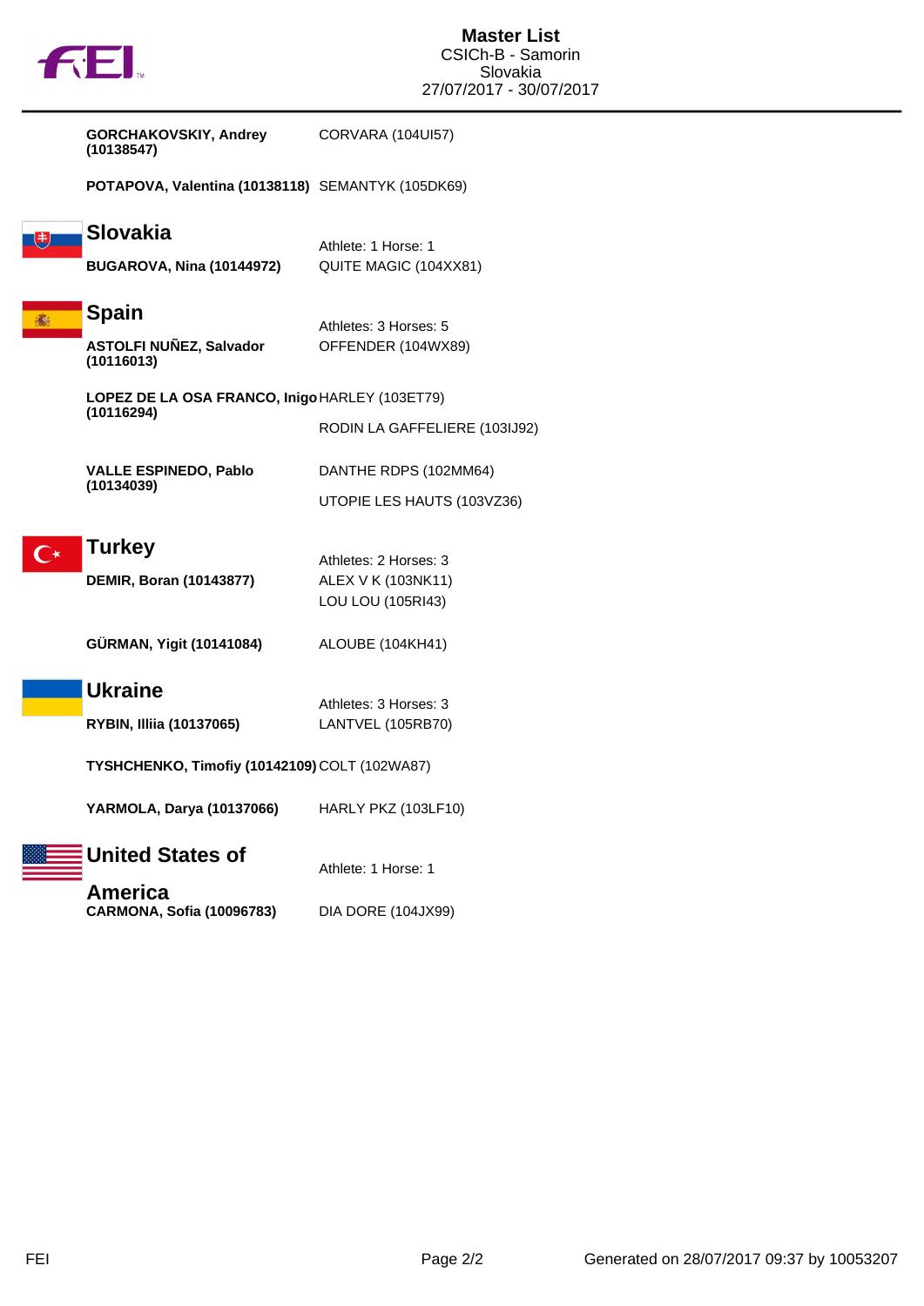**GORCHAKOVSKIY, Andrey (10138547)** CORVARA (104UI57)

**POTAPOVA, Valentina (10138118)** SEMANTYK (105DK69)

## Slovakia

Athlete: 1 Horse: 1

**BUGAROVA, Nina (10144972)** QUITE MAGIC (104XX81)

## Spain

Athletes: 3 Horses: 5

**ASTOLFI NUÑEZ, Salvador (10116013)** OFFENDER (104WX89)

**LOPEZ DE LA OSA FRANCO, Inigo (10116294)** HARLEY (103ET79)

RODIN LA GAFFELIERE (103IJ92)

**VALLE ESPINEDO, Pablo (10134039)** DANTHE RDPS (102MM64)

UTOPIE LES HAUTS (103VZ36)

## Turkey

Athletes: 2 Horses: 3

**DEMIR, Boran (10143877)** ALEX V K (103NK11)

LOU LOU (105RI43)

**GÜRMAN, Yigit (10141084)** ALOUBE (104KH41)

## Ukraine

Athletes: 3 Horses: 3

**RYBIN, Illiia (10137065)** LANTVEL (105RB70)

**TYSHCHENKO, Timofiy (10142109)** COLT (102WA87)

**YARMOLA, Darya (10137066)** HARLY PKZ (103LF10)

## United States of America

Athlete: 1 Horse: 1

**CARMONA, Sofia (10096783)** DIA DORE (104JX99)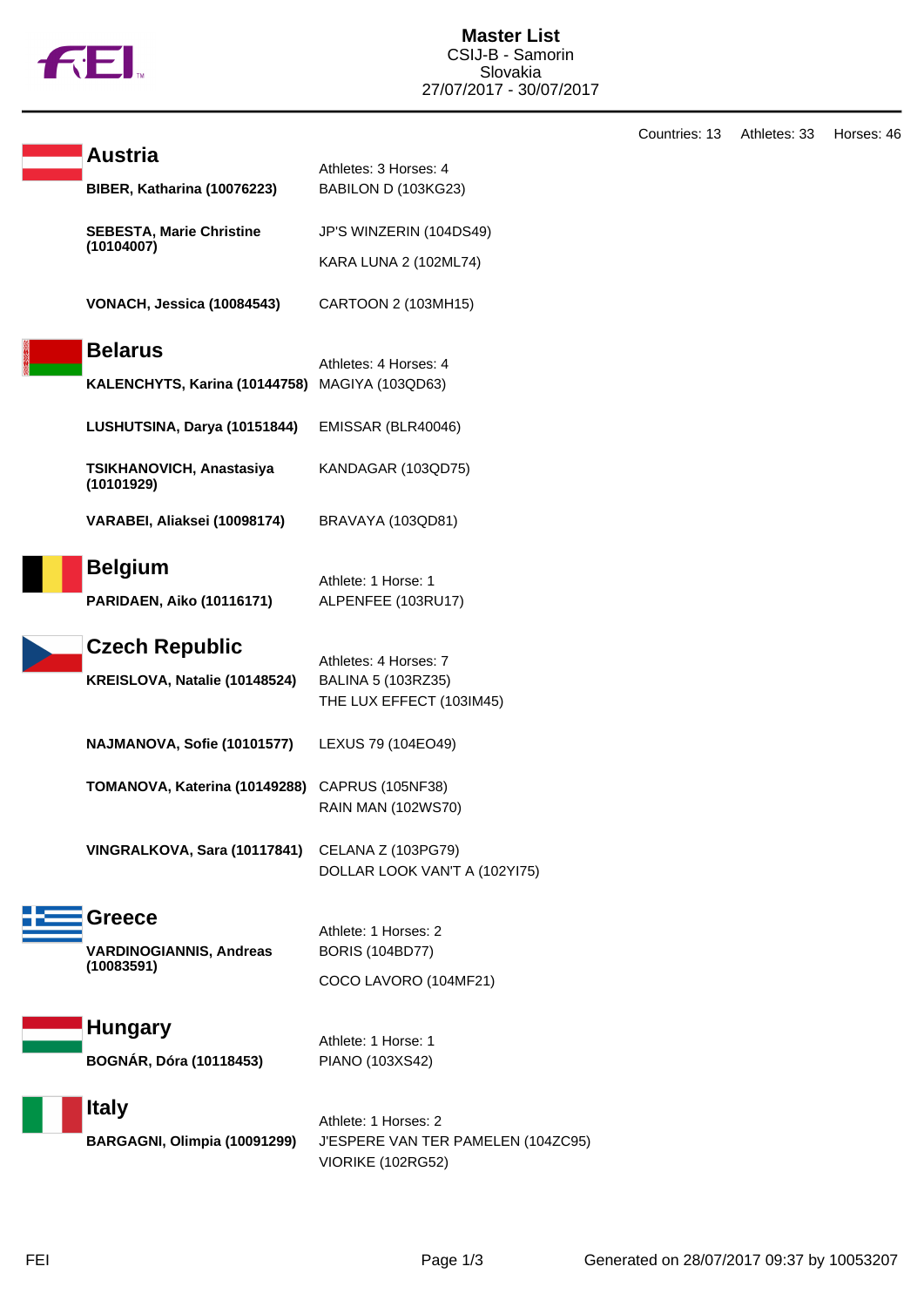# Master List

CSIJ-B - Samorin
Slovakia
27/07/2017 - 30/07/2017

Countries: 13 Athletes: 33 Horses: 46

## Austria

Athletes: 3 Horses: 4

| Athlete | Horse |
|---|---|
| **BIBER, Katharina (10076223)** | BABILON D (103KG23) |
| **SEBESTA, Marie Christine (10104007)** | JP'S WINZERIN (104DS49) |
| | KARA LUNA 2 (102ML74) |
| **VONACH, Jessica (10084543)** | CARTOON 2 (103MH15) |

## Belarus

Athletes: 4 Horses: 4

| Athlete | Horse |
|---|---|
| **KALENCHYTS, Karina (10144758)** | MAGIYA (103QD63) |
| **LUSHUTSINA, Darya (10151844)** | EMISSAR (BLR40046) |
| **TSIKHANOVICH, Anastasiya (10101929)** | KANDAGAR (103QD75) |
| **VARABEI, Aliaksei (10098174)** | BRAVAYA (103QD81) |

## Belgium

Athlete: 1 Horse: 1

| Athlete | Horse |
|---|---|
| **PARIDAEN, Aiko (10116171)** | ALPENFEE (103RU17) |

## Czech Republic

Athletes: 4 Horses: 7

| Athlete | Horse |
|---|---|
| **KREISLOVA, Natalie (10148524)** | BALINA 5 (103RZ35) |
| | THE LUX EFFECT (103IM45) |
| **NAJMANOVA, Sofie (10101577)** | LEXUS 79 (104EO49) |
| **TOMANOVA, Katerina (10149288)** | CAPRUS (105NF38) |
| | RAIN MAN (102WS70) |
| **VINGRALKOVA, Sara (10117841)** | CELANA Z (103PG79) |
| | DOLLAR LOOK VAN'T A (102YI75) |

## Greece

Athlete: 1 Horses: 2

| Athlete | Horse |
|---|---|
| **VARDINOGIANNIS, Andreas (10083591)** | BORIS (104BD77) |
| | COCO LAVORO (104MF21) |

## Hungary

Athlete: 1 Horse: 1

| Athlete | Horse |
|---|---|
| **BOGNÁR, Dóra (10118453)** | PIANO (103XS42) |

## Italy

Athlete: 1 Horses: 2

| Athlete | Horse |
|---|---|
| **BARGAGNI, Olimpia (10091299)** | J'ESPERE VAN TER PAMELEN (104ZC95) |
| | VIORIKE (102RG52) |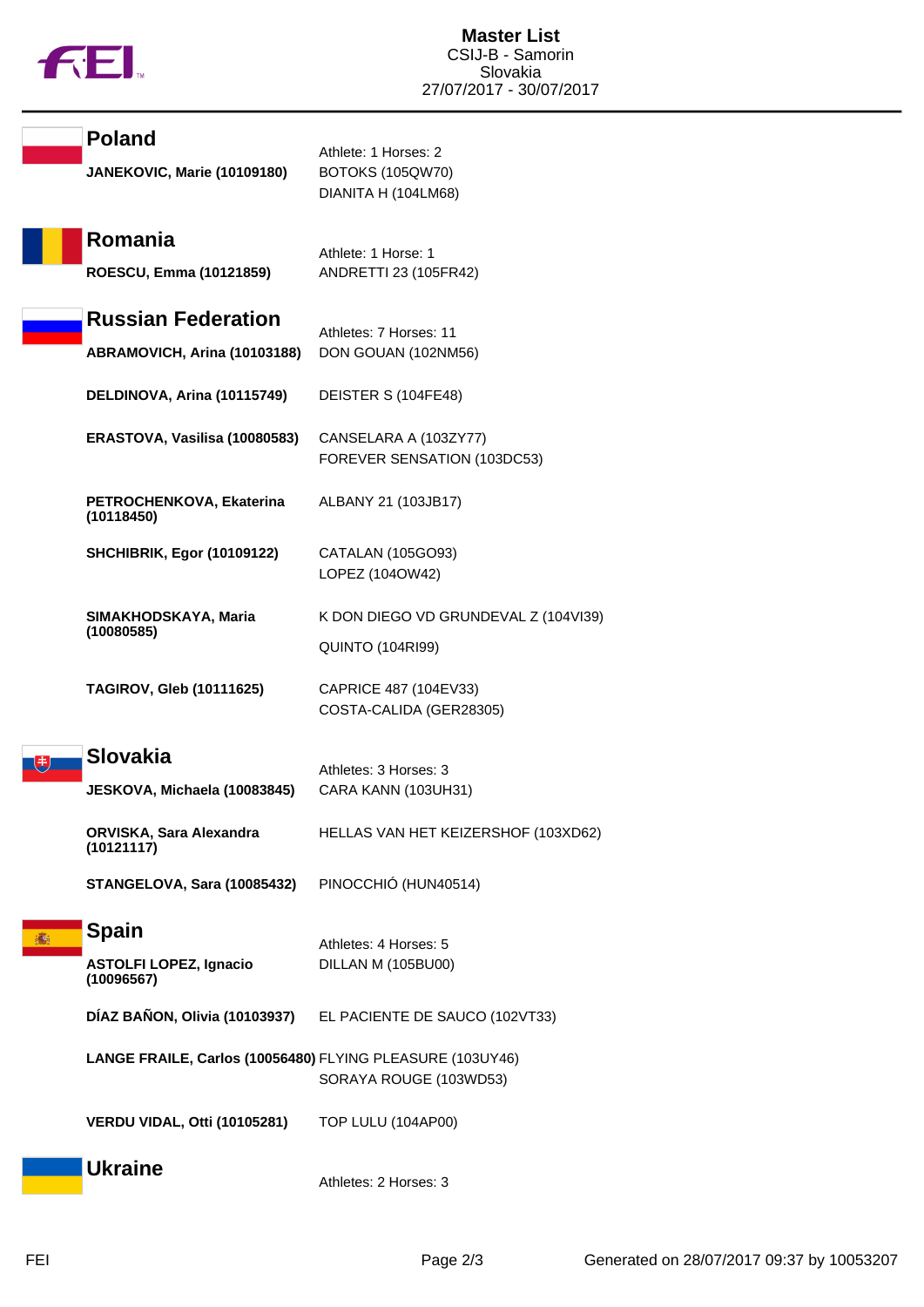## Poland

Athlete: 1 Horses: 2

| Athlete | Horses |
|---|---|
| **JANEKOVIC, Marie (10109180)** | BOTOKS (105QW70)<br>DIANITA H (104LM68) |

## Romania

Athlete: 1 Horse: 1

| Athlete | Horses |
|---|---|
| **ROESCU, Emma (10121859)** | ANDRETTI 23 (105FR42) |

## Russian Federation

Athletes: 7 Horses: 11

| Athlete | Horses |
|---|---|
| **ABRAMOVICH, Arina (10103188)** | DON GOUAN (102NM56) |
| **DELDINOVA, Arina (10115749)** | DEISTER S (104FE48) |
| **ERASTOVA, Vasilisa (10080583)** | CANSELARA A (103ZY77)<br>FOREVER SENSATION (103DC53) |
| **PETROCHENKOVA, Ekaterina (10118450)** | ALBANY 21 (103JB17) |
| **SHCHIBRIK, Egor (10109122)** | CATALAN (105GO93)<br>LOPEZ (104OW42) |
| **SIMAKHODSKAYA, Maria (10080585)** | K DON DIEGO VD GRUNDEVAL Z (104VI39)<br>QUINTO (104RI99) |
| **TAGIROV, Gleb (10111625)** | CAPRICE 487 (104EV33)<br>COSTA-CALIDA (GER28305) |

## Slovakia

Athletes: 3 Horses: 3

| Athlete | Horses |
|---|---|
| **JESKOVA, Michaela (10083845)** | CARA KANN (103UH31) |
| **ORVISKA, Sara Alexandra (10121117)** | HELLAS VAN HET KEIZERSHOF (103XD62) |
| **STANGELOVA, Sara (10085432)** | PINOCCHIÓ (HUN40514) |

## Spain

Athletes: 4 Horses: 5

| Athlete | Horses |
|---|---|
| **ASTOLFI LOPEZ, Ignacio (10096567)** | DILLAN M (105BU00) |
| **DÍAZ BAÑON, Olivia (10103937)** | EL PACIENTE DE SAUCO (102VT33) |
| **LANGE FRAILE, Carlos (10056480)** | FLYING PLEASURE (103UY46)<br>SORAYA ROUGE (103WD53) |
| **VERDU VIDAL, Otti (10105281)** | TOP LULU (104AP00) |

## Ukraine

Athletes: 2 Horses: 3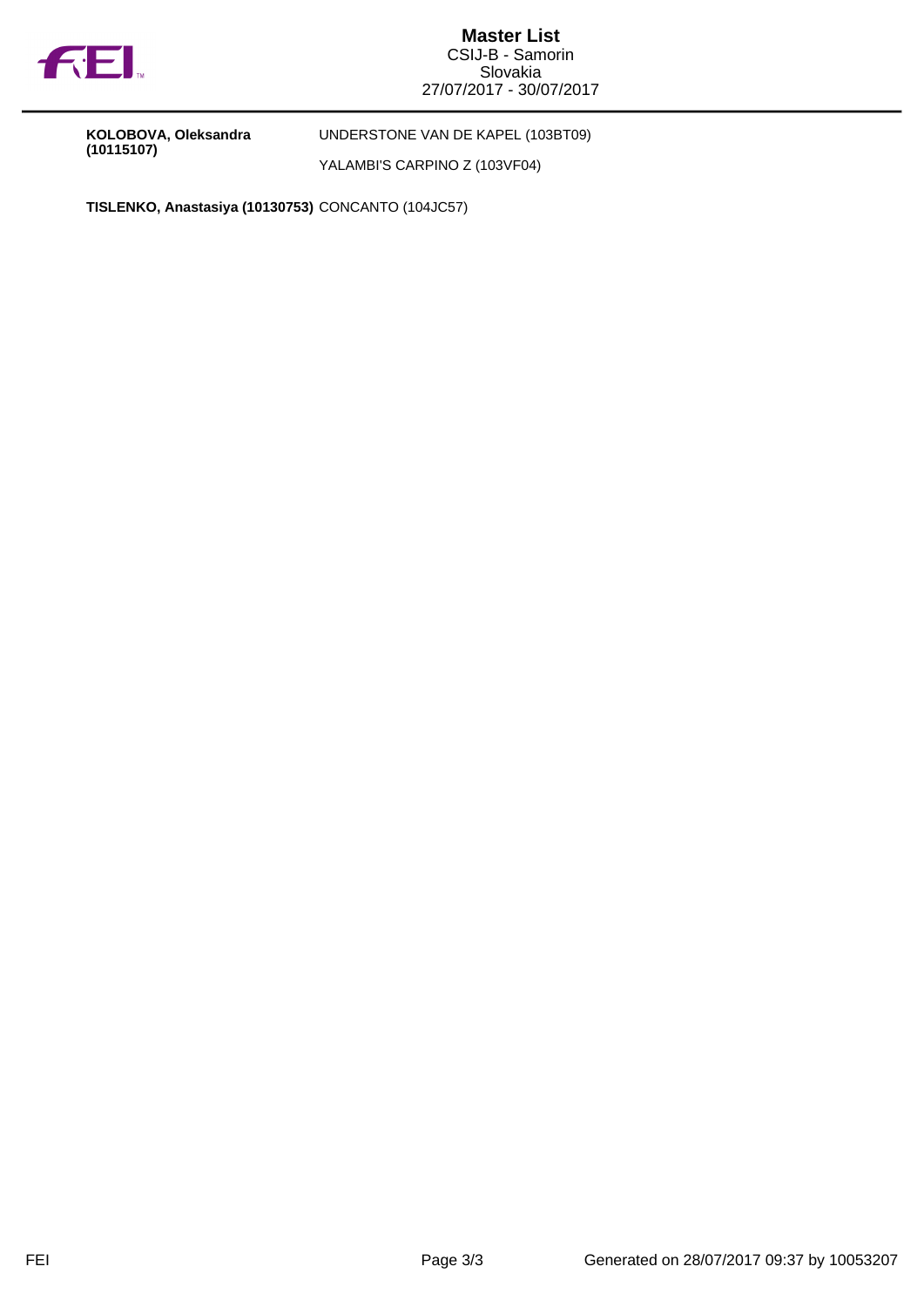# Master List

CSIJ-B - Samorin
Slovakia
27/07/2017 - 30/07/2017

| | |
|---|---|
| **KOLOBOVA, Oleksandra (10115107)** | UNDERSTONE VAN DE KAPEL (103BT09) |
| | YALAMBI'S CARPINO Z (103VF04) |
| **TISLENKO, Anastasiya (10130753)** | CONCANTO (104JC57) |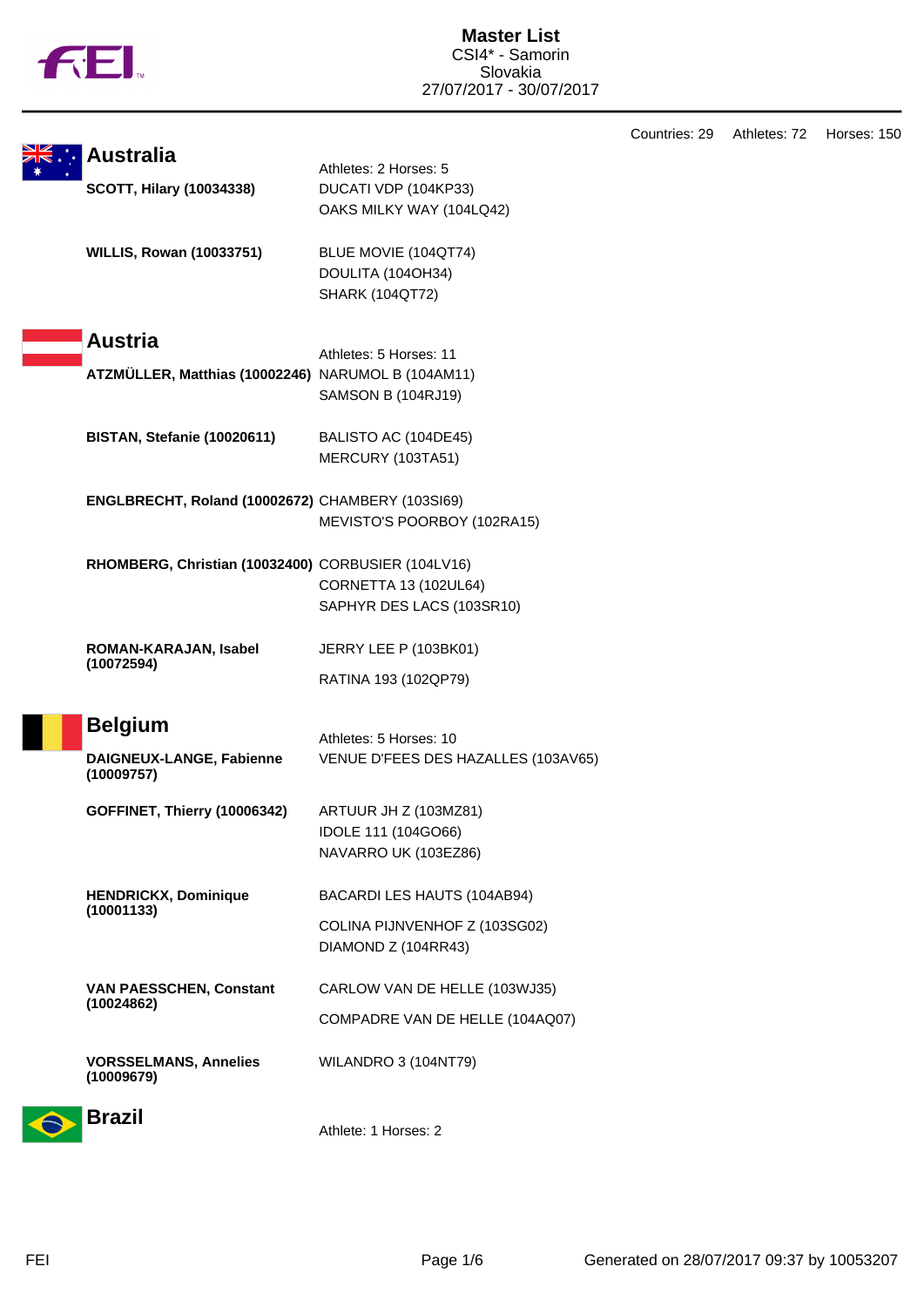# Master List

CSI4* - Samorin
Slovakia
27/07/2017 - 30/07/2017

Countries: 29 Athletes: 72 Horses: 150

## Australia

Athletes: 2 Horses: 5

| Athlete | Horses |
|---|---|
| **SCOTT, Hilary (10034338)** | DUCATI VDP (104KP33) |
| | OAKS MILKY WAY (104LQ42) |
| **WILLIS, Rowan (10033751)** | BLUE MOVIE (104QT74) |
| | DOULITA (104OH34) |
| | SHARK (104QT72) |

## Austria

Athletes: 5 Horses: 11

| Athlete | Horses |
|---|---|
| **ATZMÜLLER, Matthias (10002246)** | NARUMOL B (104AM11) |
| | SAMSON B (104RJ19) |
| **BISTAN, Stefanie (10020611)** | BALISTO AC (104DE45) |
| | MERCURY (103TA51) |
| **ENGLBRECHT, Roland (10002672)** | CHAMBERY (103SI69) |
| | MEVISTO'S POORBOY (102RA15) |
| **RHOMBERG, Christian (10032400)** | CORBUSIER (104LV16) |
| | CORNETTA 13 (102UL64) |
| | SAPHYR DES LACS (103SR10) |
| **ROMAN-KARAJAN, Isabel (10072594)** | JERRY LEE P (103BK01) |
| | RATINA 193 (102QP79) |

## Belgium

Athletes: 5 Horses: 10

| Athlete | Horses |
|---|---|
| **DAIGNEUX-LANGE, Fabienne (10009757)** | VENUE D'FEES DES HAZALLES (103AV65) |
| **GOFFINET, Thierry (10006342)** | ARTUUR JH Z (103MZ81) |
| | IDOLE 111 (104GO66) |
| | NAVARRO UK (103EZ86) |
| **HENDRICKX, Dominique (10001133)** | BACARDI LES HAUTS (104AB94) |
| | COLINA PIJNVENHOF Z (103SG02) |
| | DIAMOND Z (104RR43) |
| **VAN PAESSCHEN, Constant (10024862)** | CARLOW VAN DE HELLE (103WJ35) |
| | COMPADRE VAN DE HELLE (104AQ07) |
| **VORSSELMANS, Annelies (10009679)** | WILANDRO 3 (104NT79) |

## Brazil

Athlete: 1 Horses: 2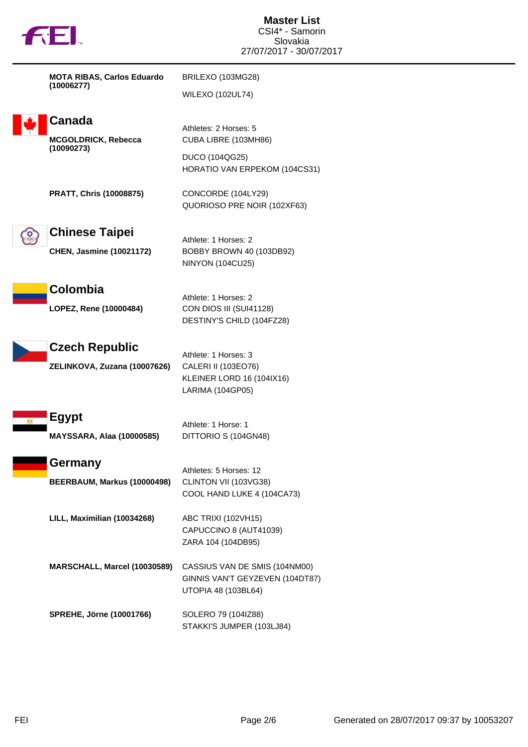# Master List
CSI4* - Samorin
Slovakia
27/07/2017 - 30/07/2017

**MOTA RIBAS, Carlos Eduardo (10006277)**
BRILEXO (103MG28)
WILEXO (102UL74)

## Canada

Athletes: 2 Horses: 5

**MCGOLDRICK, Rebecca (10090273)**
CUBA LIBRE (103MH86)
DUCO (104QG25)
HORATIO VAN ERPEKOM (104CS31)

**PRATT, Chris (10008875)**
CONCORDE (104LY29)
QUORIOSO PRE NOIR (102XF63)

## Chinese Taipei

Athlete: 1 Horses: 2

**CHEN, Jasmine (10021172)**
BOBBY BROWN 40 (103DB92)
NINYON (104CU25)

## Colombia

Athlete: 1 Horses: 2

**LOPEZ, Rene (10000484)**
CON DIOS III (SUI41128)
DESTINY'S CHILD (104FZ28)

## Czech Republic

Athlete: 1 Horses: 3

**ZELINKOVA, Zuzana (10007626)**
CALERI II (103EO76)
KLEINER LORD 16 (104IX16)
LARIMA (104GP05)

## Egypt

Athlete: 1 Horse: 1

**MAYSSARA, Alaa (10000585)**
DITTORIO S (104GN48)

## Germany

Athletes: 5 Horses: 12

**BEERBAUM, Markus (10000498)**
CLINTON VII (103VG38)
COOL HAND LUKE 4 (104CA73)

**LILL, Maximilian (10034268)**
ABC TRIXI (102VH15)
CAPUCCINO 8 (AUT41039)
ZARA 104 (104DB95)

**MARSCHALL, Marcel (10030589)**
CASSIUS VAN DE SMIS (104NM00)
GINNIS VAN'T GEYZEVEN (104DT87)
UTOPIA 48 (103BL64)

**SPREHE, Jörne (10001766)**
SOLERO 79 (104IZ88)
STAKKI'S JUMPER (103LJ84)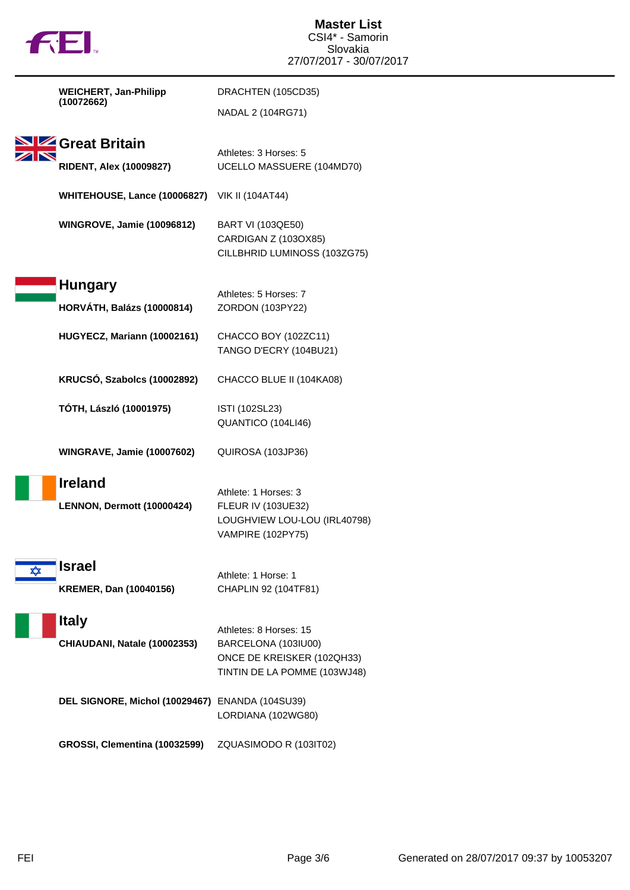# Master List

CSI4* - Samorin
Slovakia
27/07/2017 - 30/07/2017

**WEICHERT, Jan-Philipp (10072662)**
DRACHTEN (105CD35)
NADAL 2 (104RG71)

## Great Britain

Athletes: 3 Horses: 5

**RIDENT, Alex (10009827)**
UCELLO MASSUERE (104MD70)

**WHITEHOUSE, Lance (10006827)**
VIK II (104AT44)

**WINGROVE, Jamie (10096812)**
BART VI (103QE50)
CARDIGAN Z (103OX85)
CILLBHRID LUMINOSS (103ZG75)

## Hungary

Athletes: 5 Horses: 7

**HORVÁTH, Balázs (10000814)**
ZORDON (103PY22)

**HUGYECZ, Mariann (10002161)**
CHACCO BOY (102ZC11)
TANGO D'ECRY (104BU21)

**KRUCSÓ, Szabolcs (10002892)**
CHACCO BLUE II (104KA08)

**TÓTH, László (10001975)**
ISTI (102SL23)
QUANTICO (104LI46)

**WINGRAVE, Jamie (10007602)**
QUIROSA (103JP36)

## Ireland

Athlete: 1 Horses: 3

**LENNON, Dermott (10000424)**
FLEUR IV (103UE32)
LOUGHVIEW LOU-LOU (IRL40798)
VAMPIRE (102PY75)

## Israel

Athlete: 1 Horse: 1

**KREMER, Dan (10040156)**
CHAPLIN 92 (104TF81)

## Italy

Athletes: 8 Horses: 15

**CHIAUDANI, Natale (10002353)**
BARCELONA (103IU00)
ONCE DE KREISKER (102QH33)
TINTIN DE LA POMME (103WJ48)

**DEL SIGNORE, Michol (10029467)**
ENANDA (104SU39)
LORDIANA (102WG80)

**GROSSI, Clementina (10032599)**
ZQUASIMODO R (103IT02)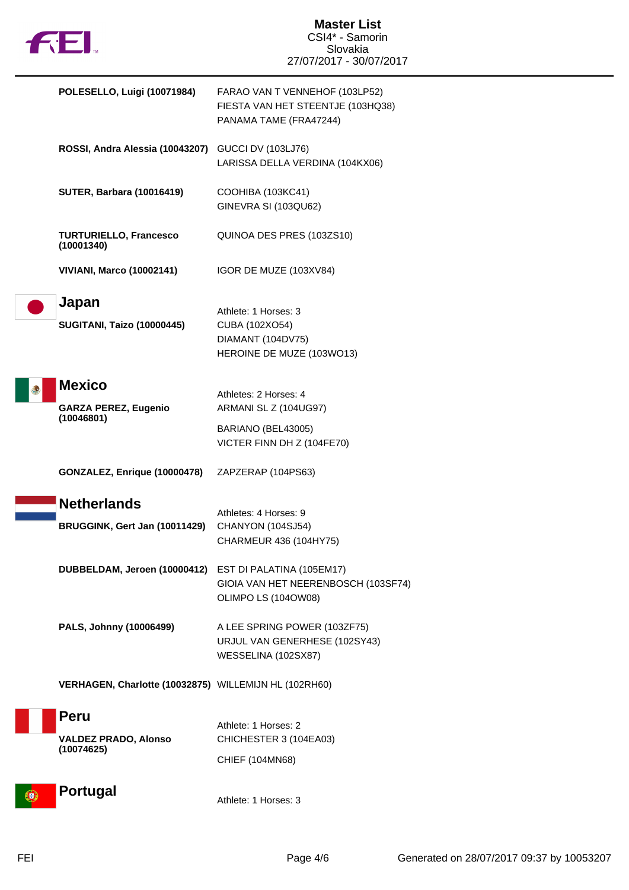# Master List

CSI4* - Samorin
Slovakia
27/07/2017 - 30/07/2017

| Athlete | Horses |
|---|---|
| **POLESELLO, Luigi (10071984)** | FARAO VAN T VENNEHOF (103LP52)<br>FIESTA VAN HET STEENTJE (103HQ38)<br>PANAMA TAME (FRA47244) |
| **ROSSI, Andra Alessia (10043207)** | GUCCI DV (103LJ76)<br>LARISSA DELLA VERDINA (104KX06) |
| **SUTER, Barbara (10016419)** | COOHIBA (103KC41)<br>GINEVRA SI (103QU62) |
| **TURTURIELLO, Francesco (10001340)** | QUINOA DES PRES (103ZS10) |
| **VIVIANI, Marco (10002141)** | IGOR DE MUZE (103XV84) |

## Japan

Athlete: 1 Horses: 3

| Athlete | Horses |
|---|---|
| **SUGITANI, Taizo (10000445)** | CUBA (102XO54)<br>DIAMANT (104DV75)<br>HEROINE DE MUZE (103WO13) |

## Mexico

Athletes: 2 Horses: 4

| Athlete | Horses |
|---|---|
| **GARZA PEREZ, Eugenio (10046801)** | ARMANI SL Z (104UG97)<br>BARIANO (BEL43005)<br>VICTER FINN DH Z (104FE70) |
| **GONZALEZ, Enrique (10000478)** | ZAPZERAP (104PS63) |

## Netherlands

Athletes: 4 Horses: 9

| Athlete | Horses |
|---|---|
| **BRUGGINK, Gert Jan (10011429)** | CHANYON (104SJ54)<br>CHARMEUR 436 (104HY75) |
| **DUBBELDAM, Jeroen (10000412)** | EST DI PALATINA (105EM17)<br>GIOIA VAN HET NEERENBOSCH (103SF74)<br>OLIMPO LS (104OW08) |
| **PALS, Johnny (10006499)** | A LEE SPRING POWER (103ZF75)<br>URJUL VAN GENERHESE (102SY43)<br>WESSELINA (102SX87) |
| **VERHAGEN, Charlotte (10032875)** | WILLEMIJN HL (102RH60) |

## Peru

Athlete: 1 Horses: 2

| Athlete | Horses |
|---|---|
| **VALDEZ PRADO, Alonso (10074625)** | CHICHESTER 3 (104EA03)<br>CHIEF (104MN68) |

## Portugal

Athlete: 1 Horses: 3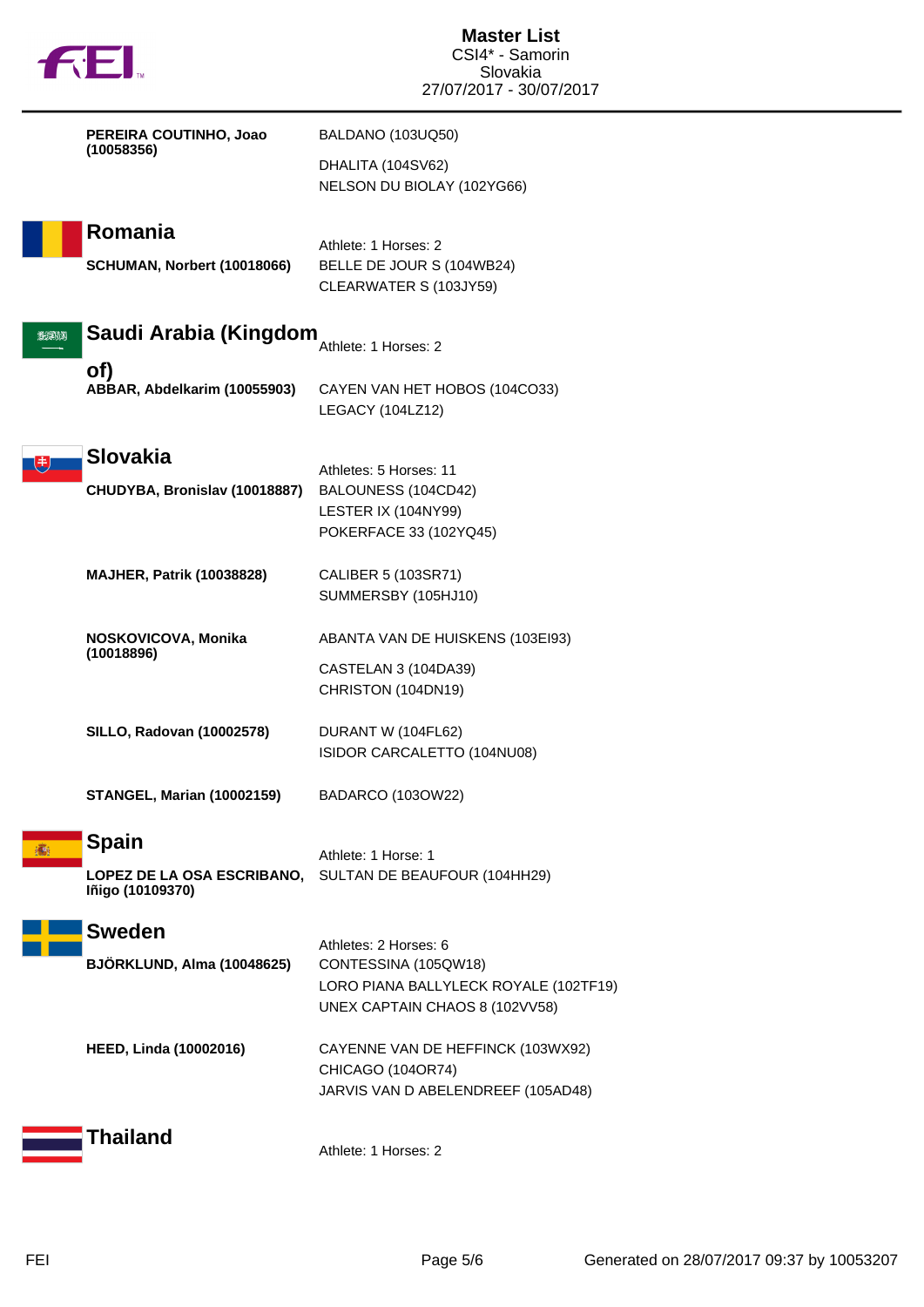**PEREIRA COUTINHO, Joao (10058356)**

BALDANO (103UQ50)
DHALITA (104SV62)
NELSON DU BIOLAY (102YG66)

## Romania

Athlete: 1 Horses: 2

**SCHUMAN, Norbert (10018066)**

BELLE DE JOUR S (104WB24)
CLEARWATER S (103JY59)

## Saudi Arabia (Kingdom of)

Athlete: 1 Horses: 2

**ABBAR, Abdelkarim (10055903)**

CAYEN VAN HET HOBOS (104CO33)
LEGACY (104LZ12)

## Slovakia

Athletes: 5 Horses: 11

**CHUDYBA, Bronislav (10018887)**

BALOUNESS (104CD42)
LESTER IX (104NY99)
POKERFACE 33 (102YQ45)

**MAJHER, Patrik (10038828)**

CALIBER 5 (103SR71)
SUMMERSBY (105HJ10)

**NOSKOVICOVA, Monika (10018896)**

ABANTA VAN DE HUISKENS (103EI93)
CASTELAN 3 (104DA39)
CHRISTON (104DN19)

**SILLO, Radovan (10002578)**

DURANT W (104FL62)
ISIDOR CARCALETTO (104NU08)

**STANGEL, Marian (10002159)**

BADARCO (103OW22)

## Spain

Athlete: 1 Horse: 1

**LOPEZ DE LA OSA ESCRIBANO, Iñigo (10109370)**

SULTAN DE BEAUFOUR (104HH29)

## Sweden

Athletes: 2 Horses: 6

**BJÖRKLUND, Alma (10048625)**

CONTESSINA (105QW18)
LORO PIANA BALLYLECK ROYALE (102TF19)
UNEX CAPTAIN CHAOS 8 (102VV58)

**HEED, Linda (10002016)**

CAYENNE VAN DE HEFFINCK (103WX92)
CHICAGO (104OR74)
JARVIS VAN D ABELENDREEF (105AD48)

## Thailand

Athlete: 1 Horses: 2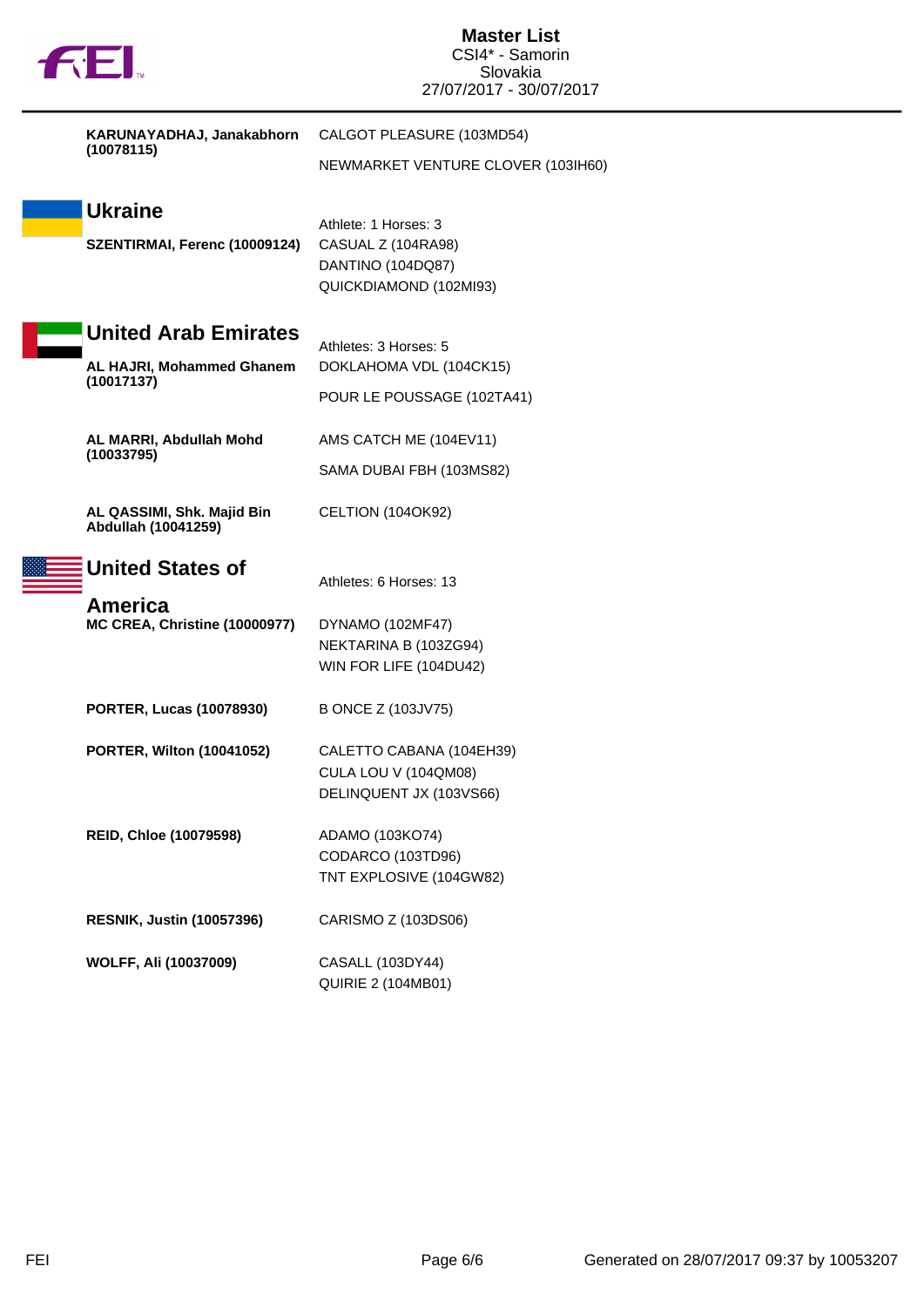**KARUNAYADHAJ, Janakabhorn (10078115)**
CALGOT PLEASURE (103MD54)
NEWMARKET VENTURE CLOVER (103IH60)

## Ukraine

Athlete: 1 Horses: 3

**SZENTIRMAI, Ferenc (10009124)**
CASUAL Z (104RA98)
DANTINO (104DQ87)
QUICKDIAMOND (102MI93)

## United Arab Emirates

Athletes: 3 Horses: 5

**AL HAJRI, Mohammed Ghanem (10017137)**
DOKLAHOMA VDL (104CK15)
POUR LE POUSSAGE (102TA41)

**AL MARRI, Abdullah Mohd (10033795)**
AMS CATCH ME (104EV11)
SAMA DUBAI FBH (103MS82)

**AL QASSIMI, Shk. Majid Bin Abdullah (10041259)**
CELTION (104OK92)

## United States of America

Athletes: 6 Horses: 13

**MC CREA, Christine (10000977)**
DYNAMO (102MF47)
NEKTARINA B (103ZG94)
WIN FOR LIFE (104DU42)

**PORTER, Lucas (10078930)**
B ONCE Z (103JV75)

**PORTER, Wilton (10041052)**
CALETTO CABANA (104EH39)
CULA LOU V (104QM08)
DELINQUENT JX (103VS66)

**REID, Chloe (10079598)**
ADAMO (103KO74)
CODARCO (103TD96)
TNT EXPLOSIVE (104GW82)

**RESNIK, Justin (10057396)**
CARISMO Z (103DS06)

**WOLFF, Ali (10037009)**
CASALL (103DY44)
QUIRIE 2 (104MB01)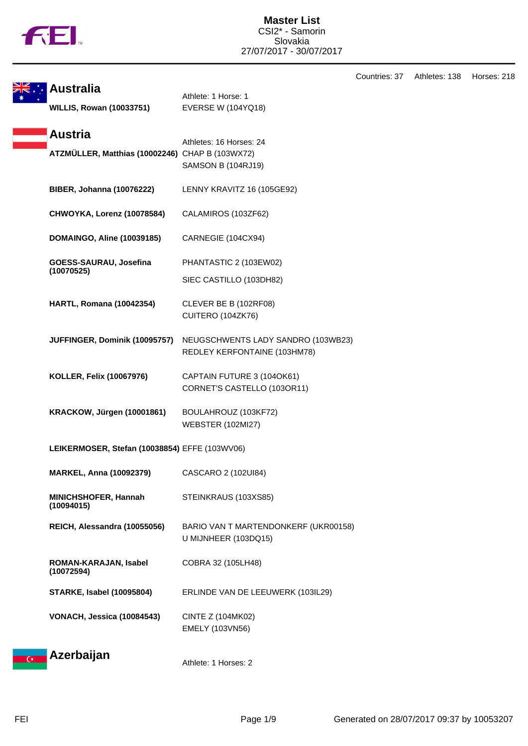# Master List

CSI2* - Samorin
Slovakia
27/07/2017 - 30/07/2017

Countries: 37 Athletes: 138 Horses: 218

## Australia

Athlete: 1 Horse: 1

| Athlete | Horses |
|---|---|
| **WILLIS, Rowan (10033751)** | EVERSE W (104YQ18) |

## Austria

Athletes: 16 Horses: 24

| Athlete | Horses |
|---|---|
| **ATZMÜLLER, Matthias (10002246)** | CHAP B (103WX72)<br>SAMSON B (104RJ19) |
| **BIBER, Johanna (10076222)** | LENNY KRAVITZ 16 (105GE92) |
| **CHWOYKA, Lorenz (10078584)** | CALAMIROS (103ZF62) |
| **DOMAINGO, Aline (10039185)** | CARNEGIE (104CX94) |
| **GOESS-SAURAU, Josefina (10070525)** | PHANTASTIC 2 (103EW02)<br>SIEC CASTILLO (103DH82) |
| **HARTL, Romana (10042354)** | CLEVER BE B (102RF08)<br>CUITERO (104ZK76) |
| **JUFFINGER, Dominik (10095757)** | NEUGSCHWENTS LADY SANDRO (103WB23)<br>REDLEY KERFONTAINE (103HM78) |
| **KOLLER, Felix (10067976)** | CAPTAIN FUTURE 3 (104OK61)<br>CORNET'S CASTELLO (103OR11) |
| **KRACKOW, Jürgen (10001861)** | BOULAHROUZ (103KF72)<br>WEBSTER (102MI27) |
| **LEIKERMOSER, Stefan (10038854)** | EFFE (103WV06) |
| **MARKEL, Anna (10092379)** | CASCARO 2 (102UI84) |
| **MINICHSHOFER, Hannah (10094015)** | STEINKRAUS (103XS85) |
| **REICH, Alessandra (10055056)** | BARIO VAN T MARTENDONKERF (UKR00158)<br>U MIJNHEER (103DQ15) |
| **ROMAN-KARAJAN, Isabel (10072594)** | COBRA 32 (105LH48) |
| **STARKE, Isabel (10095804)** | ERLINDE VAN DE LEEUWERK (103IL29) |
| **VONACH, Jessica (10084543)** | CINTE Z (104MK02)<br>EMELY (103VN56) |

## Azerbaijan

Athlete: 1 Horses: 2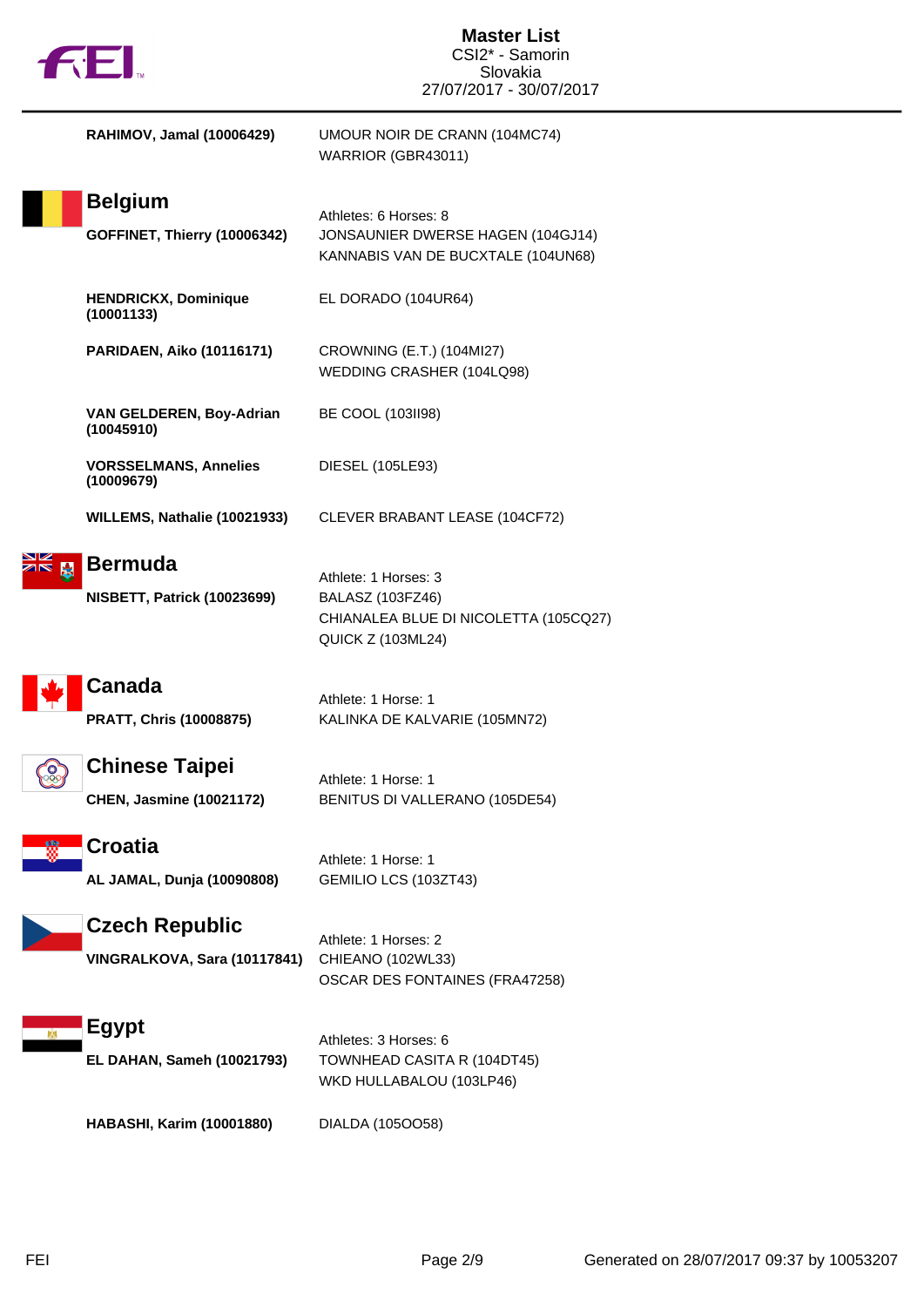| | |
|---|---|
| **RAHIMOV, Jamal (10006429)** | UMOUR NOIR DE CRANN (104MC74)<br>WARRIOR (GBR43011) |

## Belgium

Athletes: 6 Horses: 8

| | |
|---|---|
| **GOFFINET, Thierry (10006342)** | JONSAUNIER DWERSE HAGEN (104GJ14)<br>KANNABIS VAN DE BUCXTALE (104UN68) |
| **HENDRICKX, Dominique (10001133)** | EL DORADO (104UR64) |
| **PARIDAEN, Aiko (10116171)** | CROWNING (E.T.) (104MI27)<br>WEDDING CRASHER (104LQ98) |
| **VAN GELDEREN, Boy-Adrian (10045910)** | BE COOL (103II98) |
| **VORSSELMANS, Annelies (10009679)** | DIESEL (105LE93) |
| **WILLEMS, Nathalie (10021933)** | CLEVER BRABANT LEASE (104CF72) |

## Bermuda

Athlete: 1 Horses: 3

| | |
|---|---|
| **NISBETT, Patrick (10023699)** | BALASZ (103FZ46)<br>CHIANALEA BLUE DI NICOLETTA (105CQ27)<br>QUICK Z (103ML24) |

## Canada

Athlete: 1 Horse: 1

| | |
|---|---|
| **PRATT, Chris (10008875)** | KALINKA DE KALVARIE (105MN72) |

## Chinese Taipei

Athlete: 1 Horse: 1

| | |
|---|---|
| **CHEN, Jasmine (10021172)** | BENITUS DI VALLERANO (105DE54) |

## Croatia

Athlete: 1 Horse: 1

| | |
|---|---|
| **AL JAMAL, Dunja (10090808)** | GEMILIO LCS (103ZT43) |

## Czech Republic

Athlete: 1 Horses: 2

| | |
|---|---|
| **VINGRALKOVA, Sara (10117841)** | CHIEANO (102WL33)<br>OSCAR DES FONTAINES (FRA47258) |

## Egypt

Athletes: 3 Horses: 6

| | |
|---|---|
| **EL DAHAN, Sameh (10021793)** | TOWNHEAD CASITA R (104DT45)<br>WKD HULLABALOU (103LP46) |
| **HABASHI, Karim (10001880)** | DIALDA (105OO58) |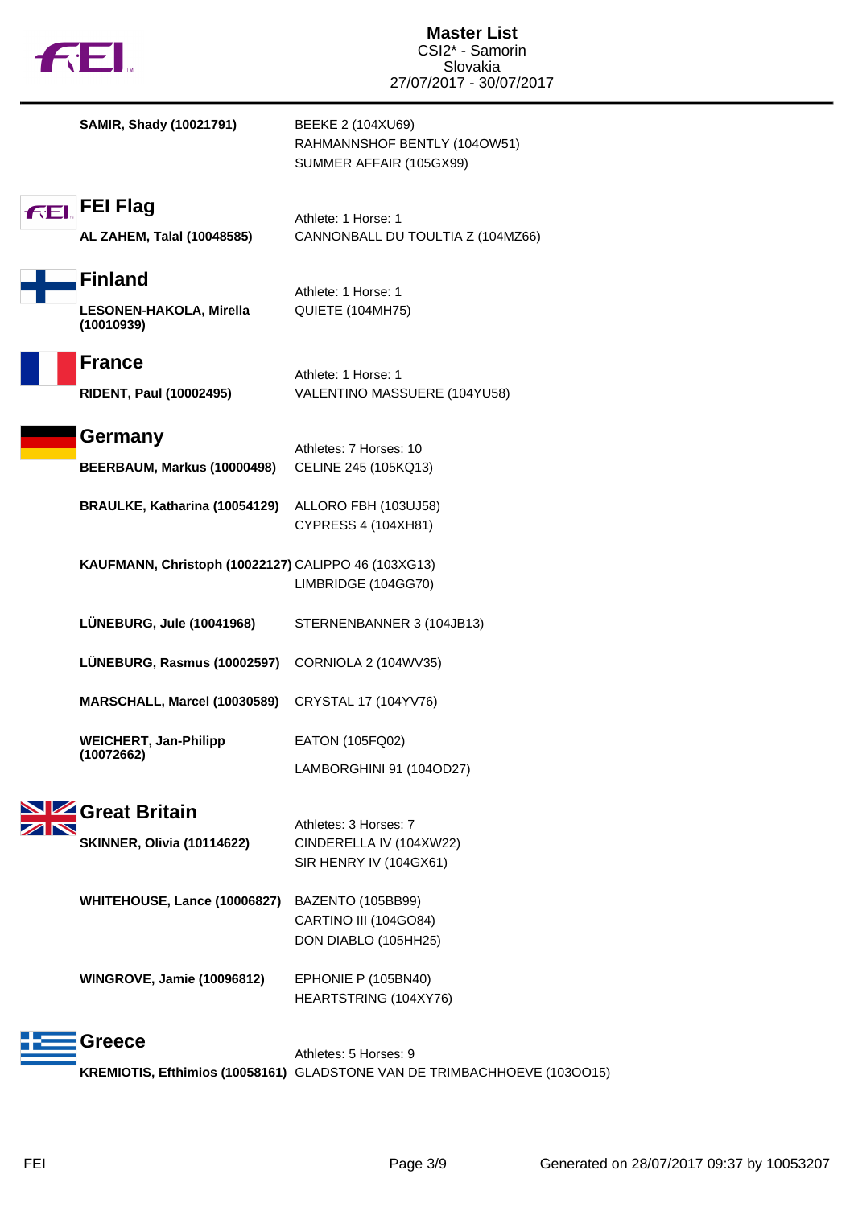# Master List

CSI2* - Samorin
Slovakia
27/07/2017 - 30/07/2017

| Athlete | Horse |
|---|---|
| **SAMIR, Shady (10021791)** | BEEKE 2 (104XU69) |
| | RAHMANNSHOF BENTLY (104OW51) |
| | SUMMER AFFAIR (105GX99) |

## FEI Flag

Athlete: 1 Horse: 1

| Athlete | Horse |
|---|---|
| **AL ZAHEM, Talal (10048585)** | CANNONBALL DU TOULTIA Z (104MZ66) |

## Finland

Athlete: 1 Horse: 1

| Athlete | Horse |
|---|---|
| **LESONEN-HAKOLA, Mirella (10010939)** | QUIETE (104MH75) |

## France

Athlete: 1 Horse: 1

| Athlete | Horse |
|---|---|
| **RIDENT, Paul (10002495)** | VALENTINO MASSUERE (104YU58) |

## Germany

Athletes: 7 Horses: 10

| Athlete | Horse |
|---|---|
| **BEERBAUM, Markus (10000498)** | CELINE 245 (105KQ13) |
| **BRAULKE, Katharina (10054129)** | ALLORO FBH (103UJ58) |
| | CYPRESS 4 (104XH81) |
| **KAUFMANN, Christoph (10022127)** | CALIPPO 46 (103XG13) |
| | LIMBRIDGE (104GG70) |
| **LÜNEBURG, Jule (10041968)** | STERNENBANNER 3 (104JB13) |
| **LÜNEBURG, Rasmus (10002597)** | CORNIOLA 2 (104WV35) |
| **MARSCHALL, Marcel (10030589)** | CRYSTAL 17 (104YV76) |
| **WEICHERT, Jan-Philipp (10072662)** | EATON (105FQ02) |
| | LAMBORGHINI 91 (104OD27) |

## Great Britain

Athletes: 3 Horses: 7

| Athlete | Horse |
|---|---|
| **SKINNER, Olivia (10114622)** | CINDERELLA IV (104XW22) |
| | SIR HENRY IV (104GX61) |
| **WHITEHOUSE, Lance (10006827)** | BAZENTO (105BB99) |
| | CARTINO III (104GO84) |
| | DON DIABLO (105HH25) |
| **WINGROVE, Jamie (10096812)** | EPHONIE P (105BN40) |
| | HEARTSTRING (104XY76) |

## Greece

Athletes: 5 Horses: 9

| Athlete | Horse |
|---|---|
| **KREMIOTIS, Efthimios (10058161)** | GLADSTONE VAN DE TRIMBACHHOEVE (103OO15) |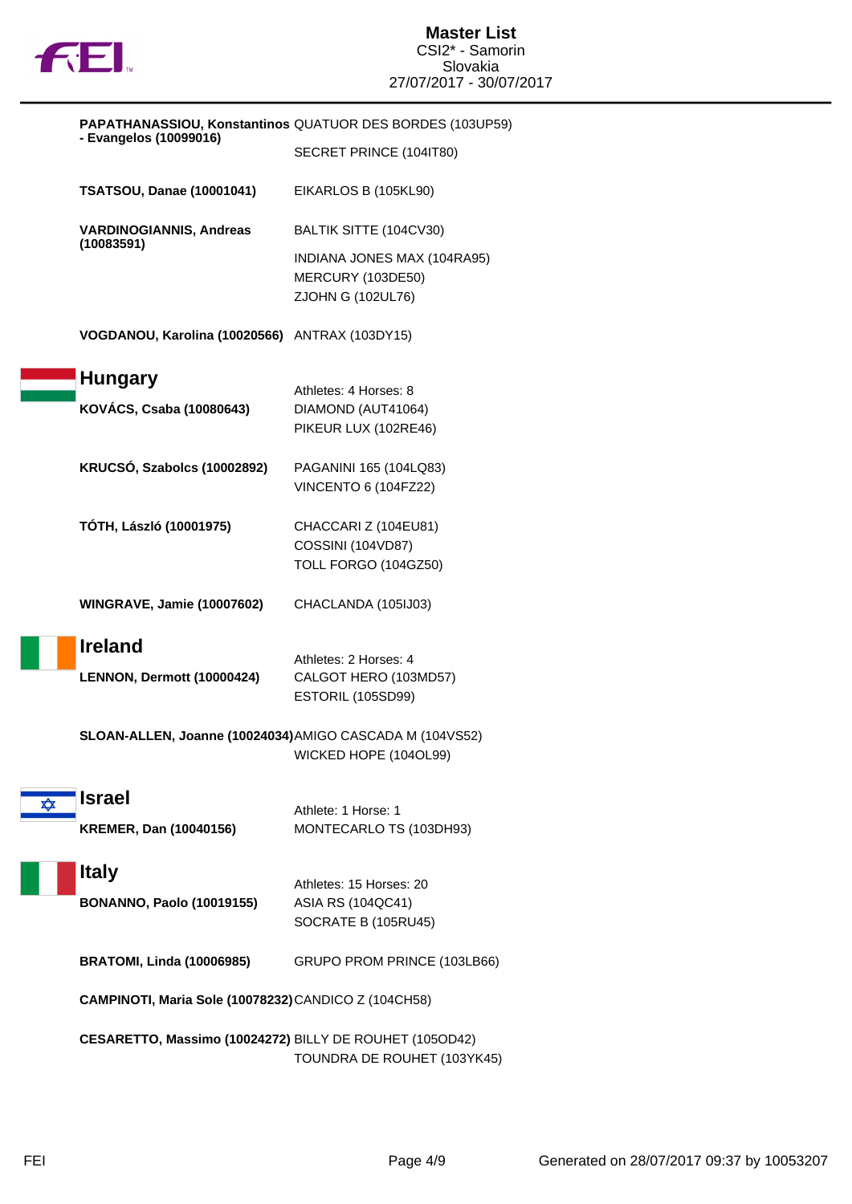**PAPATHANASSIOU, Konstantinos - Evangelos (10099016)**
QUATUOR DES BORDES (103UP59)
SECRET PRINCE (104IT80)

**TSATSOU, Danae (10001041)**
EIKARLOS B (105KL90)

**VARDINOGIANNIS, Andreas (10083591)**
BALTIK SITTE (104CV30)
INDIANA JONES MAX (104RA95)
MERCURY (103DE50)
ZJOHN G (102UL76)

**VOGDANOU, Karolina (10020566)**
ANTRAX (103DY15)

## Hungary

Athletes: 4 Horses: 8

**KOVÁCS, Csaba (10080643)**
DIAMOND (AUT41064)
PIKEUR LUX (102RE46)

**KRUCSÓ, Szabolcs (10002892)**
PAGANINI 165 (104LQ83)
VINCENTO 6 (104FZ22)

**TÓTH, László (10001975)**
CHACCARI Z (104EU81)
COSSINI (104VD87)
TOLL FORGO (104GZ50)

**WINGRAVE, Jamie (10007602)**
CHACLANDA (105IJ03)

## Ireland

Athletes: 2 Horses: 4

**LENNON, Dermott (10000424)**
CALGOT HERO (103MD57)
ESTORIL (105SD99)

**SLOAN-ALLEN, Joanne (10024034)**
AMIGO CASCADA M (104VS52)
WICKED HOPE (104OL99)

## Israel

Athlete: 1 Horse: 1

**KREMER, Dan (10040156)**
MONTECARLO TS (103DH93)

## Italy

Athletes: 15 Horses: 20

**BONANNO, Paolo (10019155)**
ASIA RS (104QC41)
SOCRATE B (105RU45)

**BRATOMI, Linda (10006985)**
GRUPO PROM PRINCE (103LB66)

**CAMPINOTI, Maria Sole (10078232)**
CANDICO Z (104CH58)

**CESARETTO, Massimo (10024272)**
BILLY DE ROUHET (105OD42)
TOUNDRA DE ROUHET (103YK45)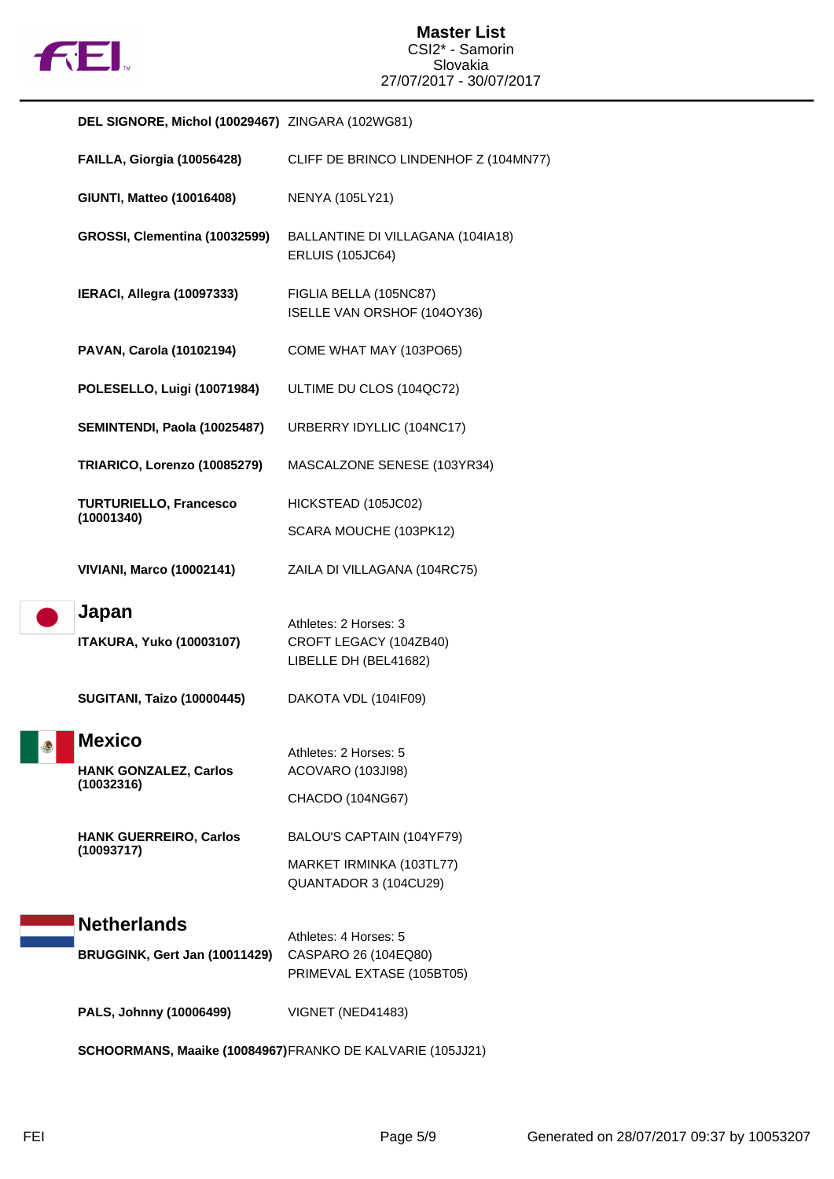| Athlete | Horses |
|---|---|
| **DEL SIGNORE, Michol (10029467)** | ZINGARA (102WG81) |
| **FAILLA, Giorgia (10056428)** | CLIFF DE BRINCO LINDENHOF Z (104MN77) |
| **GIUNTI, Matteo (10016408)** | NENYA (105LY21) |
| **GROSSI, Clementina (10032599)** | BALLANTINE DI VILLAGANA (104IA18)<br>ERLUIS (105JC64) |
| **IERACI, Allegra (10097333)** | FIGLIA BELLA (105NC87)<br>ISELLE VAN ORSHOF (104OY36) |
| **PAVAN, Carola (10102194)** | COME WHAT MAY (103PO65) |
| **POLESELLO, Luigi (10071984)** | ULTIME DU CLOS (104QC72) |
| **SEMINTENDI, Paola (10025487)** | URBERRY IDYLLIC (104NC17) |
| **TRIARICO, Lorenzo (10085279)** | MASCALZONE SENESE (103YR34) |
| **TURTURIELLO, Francesco (10001340)** | HICKSTEAD (105JC02)<br>SCARA MOUCHE (103PK12) |
| **VIVIANI, Marco (10002141)** | ZAILA DI VILLAGANA (104RC75) |

## Japan

Athletes: 2 Horses: 3

| Athlete | Horses |
|---|---|
| **ITAKURA, Yuko (10003107)** | CROFT LEGACY (104ZB40)<br>LIBELLE DH (BEL41682) |
| **SUGITANI, Taizo (10000445)** | DAKOTA VDL (104IF09) |

## Mexico

Athletes: 2 Horses: 5

| Athlete | Horses |
|---|---|
| **HANK GONZALEZ, Carlos (10032316)** | ACOVARO (103JI98)<br>CHACDO (104NG67) |
| **HANK GUERREIRO, Carlos (10093717)** | BALOU'S CAPTAIN (104YF79)<br>MARKET IRMINKA (103TL77)<br>QUANTADOR 3 (104CU29) |

## Netherlands

Athletes: 4 Horses: 5

| Athlete | Horses |
|---|---|
| **BRUGGINK, Gert Jan (10011429)** | CASPARO 26 (104EQ80)<br>PRIMEVAL EXTASE (105BT05) |
| **PALS, Johnny (10006499)** | VIGNET (NED41483) |
| **SCHOORMANS, Maaike (10084967)** | FRANKO DE KALVARIE (105JJ21) |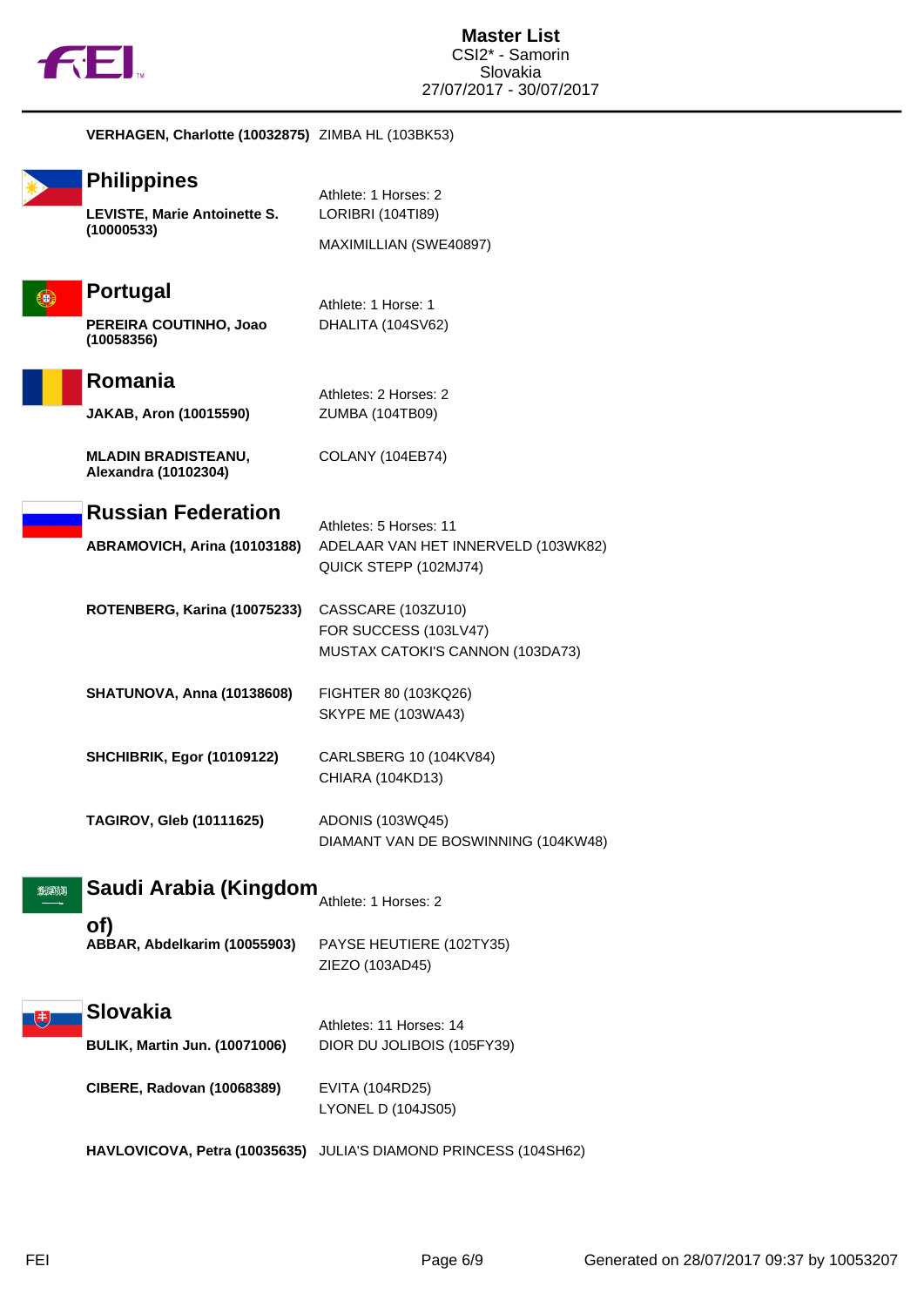| | |
|---|---|
| **VERHAGEN, Charlotte (10032875)** | ZIMBA HL (103BK53) |

## Philippines

Athlete: 1 Horses: 2

| | |
|---|---|
| **LEVISTE, Marie Antoinette S. (10000533)** | LORIBRI (104TI89)<br>MAXIMILLIAN (SWE40897) |

## Portugal

Athlete: 1 Horse: 1

| | |
|---|---|
| **PEREIRA COUTINHO, Joao (10058356)** | DHALITA (104SV62) |

## Romania

Athletes: 2 Horses: 2

| | |
|---|---|
| **JAKAB, Aron (10015590)** | ZUMBA (104TB09) |
| **MLADIN BRADISTEANU, Alexandra (10102304)** | COLANY (104EB74) |

## Russian Federation

Athletes: 5 Horses: 11

| | |
|---|---|
| **ABRAMOVICH, Arina (10103188)** | ADELAAR VAN HET INNERVELD (103WK82)<br>QUICK STEPP (102MJ74) |
| **ROTENBERG, Karina (10075233)** | CASSCARE (103ZU10)<br>FOR SUCCESS (103LV47)<br>MUSTAX CATOKI'S CANNON (103DA73) |
| **SHATUNOVA, Anna (10138608)** | FIGHTER 80 (103KQ26)<br>SKYPE ME (103WA43) |
| **SHCHIBRIK, Egor (10109122)** | CARLSBERG 10 (104KV84)<br>CHIARA (104KD13) |
| **TAGIROV, Gleb (10111625)** | ADONIS (103WQ45)<br>DIAMANT VAN DE BOSWINNING (104KW48) |

## Saudi Arabia (Kingdom of)

Athlete: 1 Horses: 2

| | |
|---|---|
| **ABBAR, Abdelkarim (10055903)** | PAYSE HEUTIERE (102TY35)<br>ZIEZO (103AD45) |

## Slovakia

Athletes: 11 Horses: 14

| | |
|---|---|
| **BULIK, Martin Jun. (10071006)** | DIOR DU JOLIBOIS (105FY39) |
| **CIBERE, Radovan (10068389)** | EVITA (104RD25)<br>LYONEL D (104JS05) |
| **HAVLOVICOVA, Petra (10035635)** | JULIA'S DIAMOND PRINCESS (104SH62) |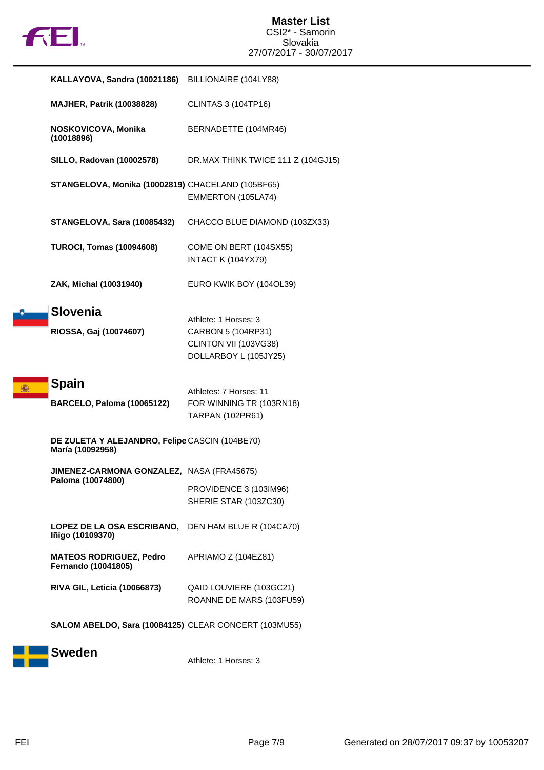| Athlete | Horses |
|---|---|
| **KALLAYOVA, Sandra (10021186)** | BILLIONAIRE (104LY88) |
| **MAJHER, Patrik (10038828)** | CLINTAS 3 (104TP16) |
| **NOSKOVICOVA, Monika (10018896)** | BERNADETTE (104MR46) |
| **SILLO, Radovan (10002578)** | DR.MAX THINK TWICE 111 Z (104GJ15) |
| **STANGELOVA, Monika (10002819)** | CHACELAND (105BF65)<br>EMMERTON (105LA74) |
| **STANGELOVA, Sara (10085432)** | CHACCO BLUE DIAMOND (103ZX33) |
| **TUROCI, Tomas (10094608)** | COME ON BERT (104SX55)<br>INTACT K (104YX79) |
| **ZAK, Michal (10031940)** | EURO KWIK BOY (104OL39) |

## Slovenia

Athlete: 1 Horses: 3

| Athlete | Horses |
|---|---|
| **RIOSSA, Gaj (10074607)** | CARBON 5 (104RP31)<br>CLINTON VII (103VG38)<br>DOLLARBOY L (105JY25) |

## Spain

Athletes: 7 Horses: 11

| Athlete | Horses |
|---|---|
| **BARCELO, Paloma (10065122)** | FOR WINNING TR (103RN18)<br>TARPAN (102PR61) |
| **DE ZULETA Y ALEJANDRO, Felipe María (10092958)** | CASCIN (104BE70) |
| **JIMENEZ-CARMONA GONZALEZ, Paloma (10074800)** | NASA (FRA45675)<br>PROVIDENCE 3 (103IM96)<br>SHERIE STAR (103ZC30) |
| **LOPEZ DE LA OSA ESCRIBANO, Iñigo (10109370)** | DEN HAM BLUE R (104CA70) |
| **MATEOS RODRIGUEZ, Pedro Fernando (10041805)** | APRIAMO Z (104EZ81) |
| **RIVA GIL, Leticia (10066873)** | QAID LOUVIERE (103GC21)<br>ROANNE DE MARS (103FU59) |
| **SALOM ABELDO, Sara (10084125)** | CLEAR CONCERT (103MU55) |

## Sweden

Athlete: 1 Horses: 3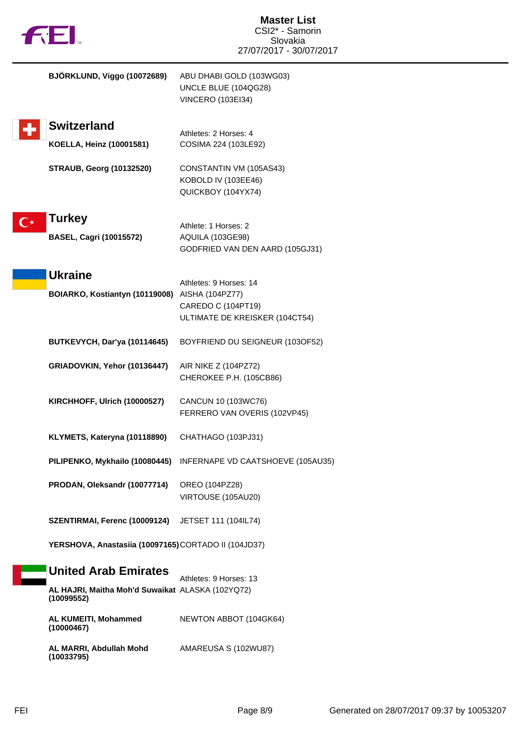**BJÖRKLUND, Viggo (10072689)**
ABU DHABI GOLD (103WG03)
UNCLE BLUE (104QG28)
VINCERO (103EI34)

## Switzerland

Athletes: 2 Horses: 4

**KOELLA, Heinz (10001581)**
COSIMA 224 (103LE92)

**STRAUB, Georg (10132520)**
CONSTANTIN VM (105AS43)
KOBOLD IV (103EE46)
QUICKBOY (104YX74)

## Turkey

Athlete: 1 Horses: 2

**BASEL, Cagri (10015572)**
AQUILA (103GE98)
GODFRIED VAN DEN AARD (105GJ31)

## Ukraine

Athletes: 9 Horses: 14

**BOIARKO, Kostiantyn (10119008)**
AISHA (104PZ77)
CAREDO C (104PT19)
ULTIMATE DE KREISKER (104CT54)

**BUTKEVYCH, Dar'ya (10114645)**
BOYFRIEND DU SEIGNEUR (103OF52)

**GRIADOVKIN, Yehor (10136447)**
AIR NIKE Z (104PZ72)
CHEROKEE P.H. (105CB86)

**KIRCHHOFF, Ulrich (10000527)**
CANCUN 10 (103WC76)
FERRERO VAN OVERIS (102VP45)

**KLYMETS, Kateryna (10118890)**
CHATHAGO (103PJ31)

**PILIPENKO, Mykhailo (10080445)**
INFERNAPE VD CAATSHOEVE (105AU35)

**PRODAN, Oleksandr (10077714)**
OREO (104PZ28)
VIRTOUSE (105AU20)

**SZENTIRMAI, Ferenc (10009124)**
JETSET 111 (104IL74)

**YERSHOVA, Anastasiia (10097165)**
CORTADO II (104JD37)

## United Arab Emirates

Athletes: 9 Horses: 13

**AL HAJRI, Maitha Moh'd Suwaikat (10099552)**
ALASKA (102YQ72)

**AL KUMEITI, Mohammed (10000467)**
NEWTON ABBOT (104GK64)

**AL MARRI, Abdullah Mohd (10033795)**
AMAREUSA S (102WU87)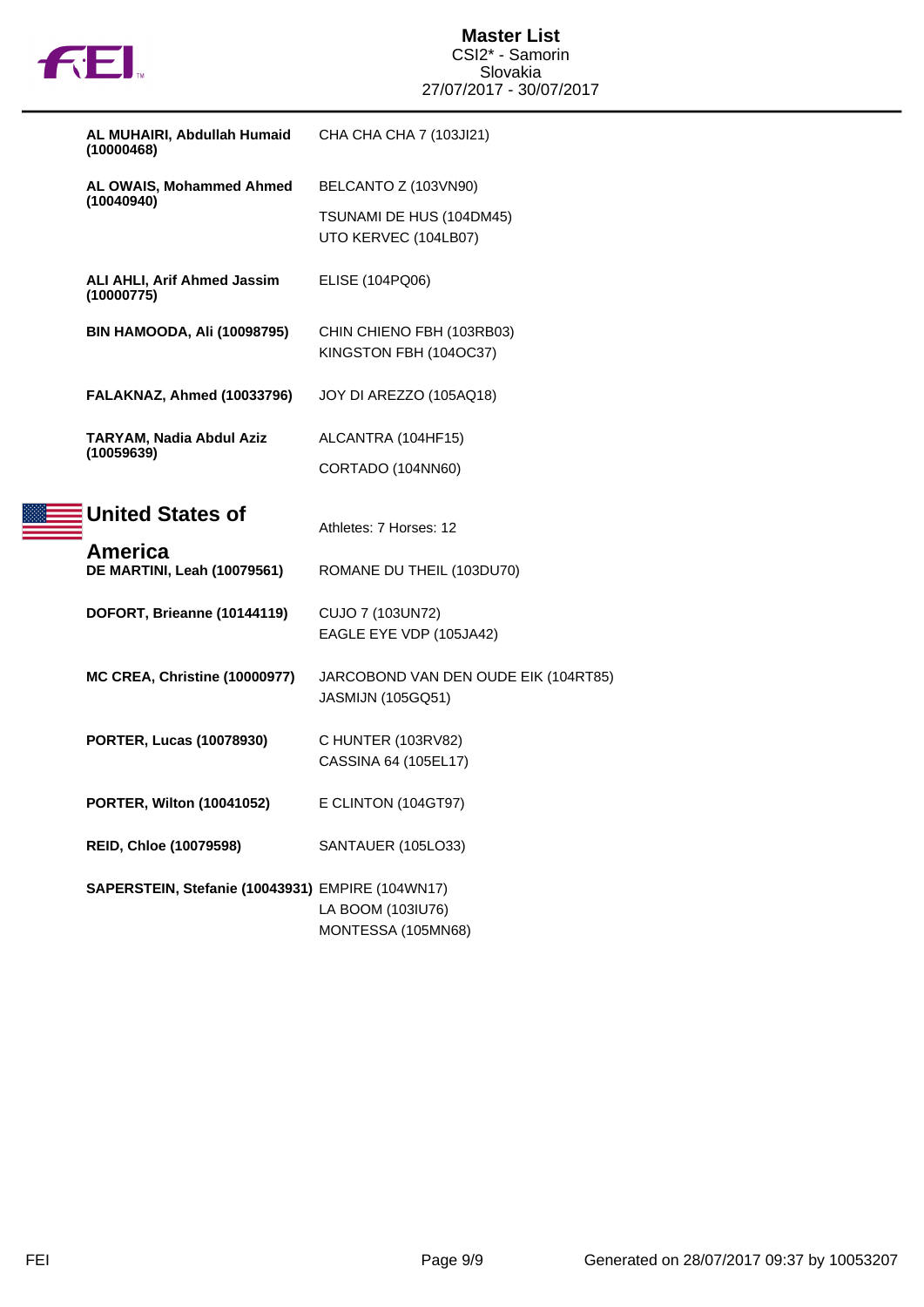| Athlete | Horses |
|---|---|
| **AL MUHAIRI, Abdullah Humaid (10000468)** | CHA CHA CHA 7 (103JI21) |
| **AL OWAIS, Mohammed Ahmed (10040940)** | BELCANTO Z (103VN90)<br>TSUNAMI DE HUS (104DM45)<br>UTO KERVEC (104LB07) |
| **ALI AHLI, Arif Ahmed Jassim (10000775)** | ELISE (104PQ06) |
| **BIN HAMOODA, Ali (10098795)** | CHIN CHIENO FBH (103RB03)<br>KINGSTON FBH (104OC37) |
| **FALAKNAZ, Ahmed (10033796)** | JOY DI AREZZO (105AQ18) |
| **TARYAM, Nadia Abdul Aziz (10059639)** | ALCANTRA (104HF15)<br>CORTADO (104NN60) |

## United States of America

Athletes: 7 Horses: 12

| Athlete | Horses |
|---|---|
| **DE MARTINI, Leah (10079561)** | ROMANE DU THEIL (103DU70) |
| **DOFORT, Brieanne (10144119)** | CUJO 7 (103UN72)<br>EAGLE EYE VDP (105JA42) |
| **MC CREA, Christine (10000977)** | JARCOBOND VAN DEN OUDE EIK (104RT85)<br>JASMIJN (105GQ51) |
| **PORTER, Lucas (10078930)** | C HUNTER (103RV82)<br>CASSINA 64 (105EL17) |
| **PORTER, Wilton (10041052)** | E CLINTON (104GT97) |
| **REID, Chloe (10079598)** | SANTAUER (105LO33) |
| **SAPERSTEIN, Stefanie (10043931)** | EMPIRE (104WN17)<br>LA BOOM (103IU76)<br>MONTESSA (105MN68) |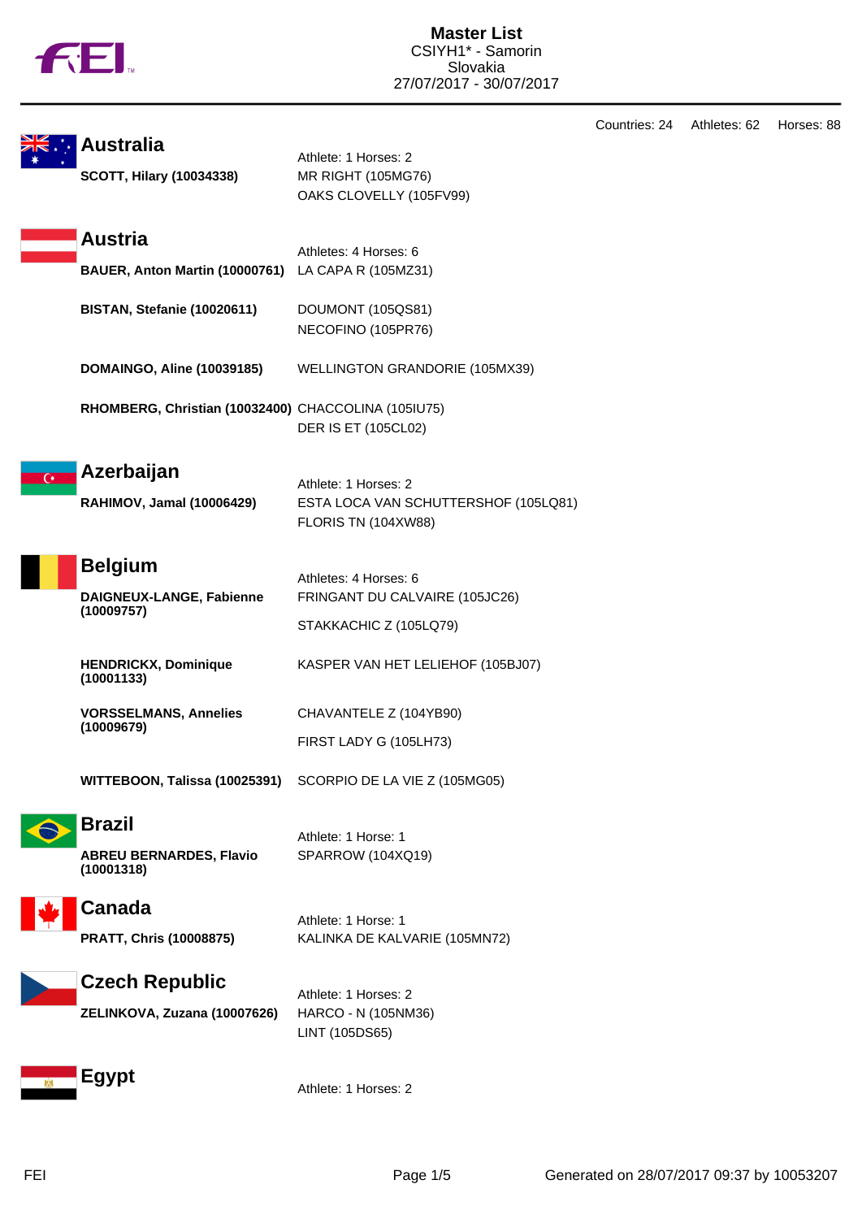# Master List

CSIYH1* - Samorin
Slovakia
27/07/2017 - 30/07/2017

Countries: 24 Athletes: 62 Horses: 88

## Australia

Athlete: 1 Horses: 2

**SCOTT, Hilary (10034338)**
- MR RIGHT (105MG76)
- OAKS CLOVELLY (105FV99)

## Austria

Athletes: 4 Horses: 6

**BAUER, Anton Martin (10000761)**
- LA CAPA R (105MZ31)

**BISTAN, Stefanie (10020611)**
- DOUMONT (105QS81)
- NECOFINO (105PR76)

**DOMAINGO, Aline (10039185)**
- WELLINGTON GRANDORIE (105MX39)

**RHOMBERG, Christian (10032400)**
- CHACCOLINA (105IU75)
- DER IS ET (105CL02)

## Azerbaijan

Athlete: 1 Horses: 2

**RAHIMOV, Jamal (10006429)**
- ESTA LOCA VAN SCHUTTERSHOF (105LQ81)
- FLORIS TN (104XW88)

## Belgium

Athletes: 4 Horses: 6

**DAIGNEUX-LANGE, Fabienne (10009757)**
- FRINGANT DU CALVAIRE (105JC26)
- STAKKACHIC Z (105LQ79)

**HENDRICKX, Dominique (10001133)**
- KASPER VAN HET LELIEHOF (105BJ07)

**VORSSELMANS, Annelies (10009679)**
- CHAVANTELE Z (104YB90)
- FIRST LADY G (105LH73)

**WITTEBOON, Talissa (10025391)**
- SCORPIO DE LA VIE Z (105MG05)

## Brazil

Athlete: 1 Horse: 1

**ABREU BERNARDES, Flavio (10001318)**
- SPARROW (104XQ19)

## Canada

Athlete: 1 Horse: 1

**PRATT, Chris (10008875)**
- KALINKA DE KALVARIE (105MN72)

## Czech Republic

Athlete: 1 Horses: 2

**ZELINKOVA, Zuzana (10007626)**
- HARCO - N (105NM36)
- LINT (105DS65)

## Egypt

Athlete: 1 Horses: 2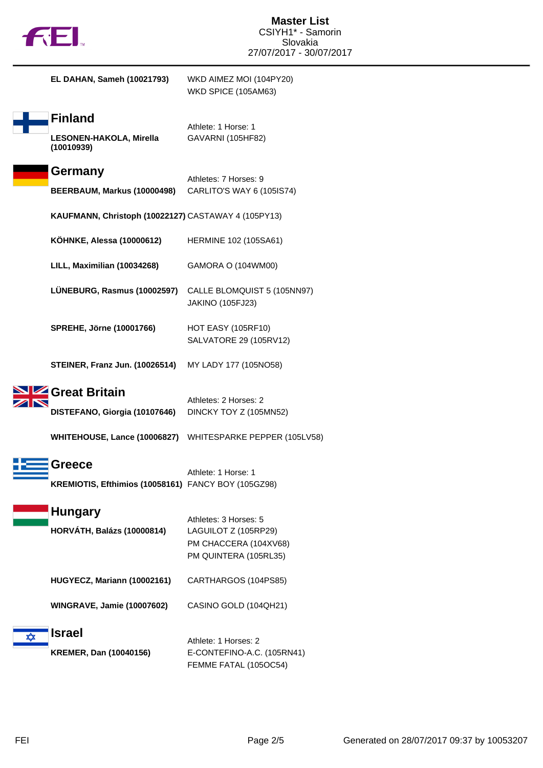# Master List
CSIYH1* - Samorin
Slovakia
27/07/2017 - 30/07/2017

**EL DAHAN, Sameh (10021793)** WKD AIMEZ MOI (104PY20)
WKD SPICE (105AM63)

## Finland

Athlete: 1 Horse: 1

**LESONEN-HAKOLA, Mirella (10010939)** GAVARNI (105HF82)

## Germany

Athletes: 7 Horses: 9

**BEERBAUM, Markus (10000498)** CARLITO'S WAY 6 (105IS74)

**KAUFMANN, Christoph (10022127)** CASTAWAY 4 (105PY13)

**KÖHNKE, Alessa (10000612)** HERMINE 102 (105SA61)

**LILL, Maximilian (10034268)** GAMORA O (104WM00)

**LÜNEBURG, Rasmus (10002597)** CALLE BLOMQUIST 5 (105NN97)
JAKINO (105FJ23)

**SPREHE, Jörne (10001766)** HOT EASY (105RF10)
SALVATORE 29 (105RV12)

**STEINER, Franz Jun. (10026514)** MY LADY 177 (105NO58)

## Great Britain

Athletes: 2 Horses: 2

**DISTEFANO, Giorgia (10107646)** DINCKY TOY Z (105MN52)

**WHITEHOUSE, Lance (10006827)** WHITESPARKE PEPPER (105LV58)

## Greece

Athlete: 1 Horse: 1

**KREMIOTIS, Efthimios (10058161)** FANCY BOY (105GZ98)

## Hungary

Athletes: 3 Horses: 5

**HORVÁTH, Balázs (10000814)** LAGUILOT Z (105RP29)
PM CHACCERA (104XV68)
PM QUINTERA (105RL35)

**HUGYECZ, Mariann (10002161)** CARTHARGOS (104PS85)

**WINGRAVE, Jamie (10007602)** CASINO GOLD (104QH21)

## Israel

Athlete: 1 Horses: 2

**KREMER, Dan (10040156)** E-CONTEFINO-A.C. (105RN41)
FEMME FATAL (105OC54)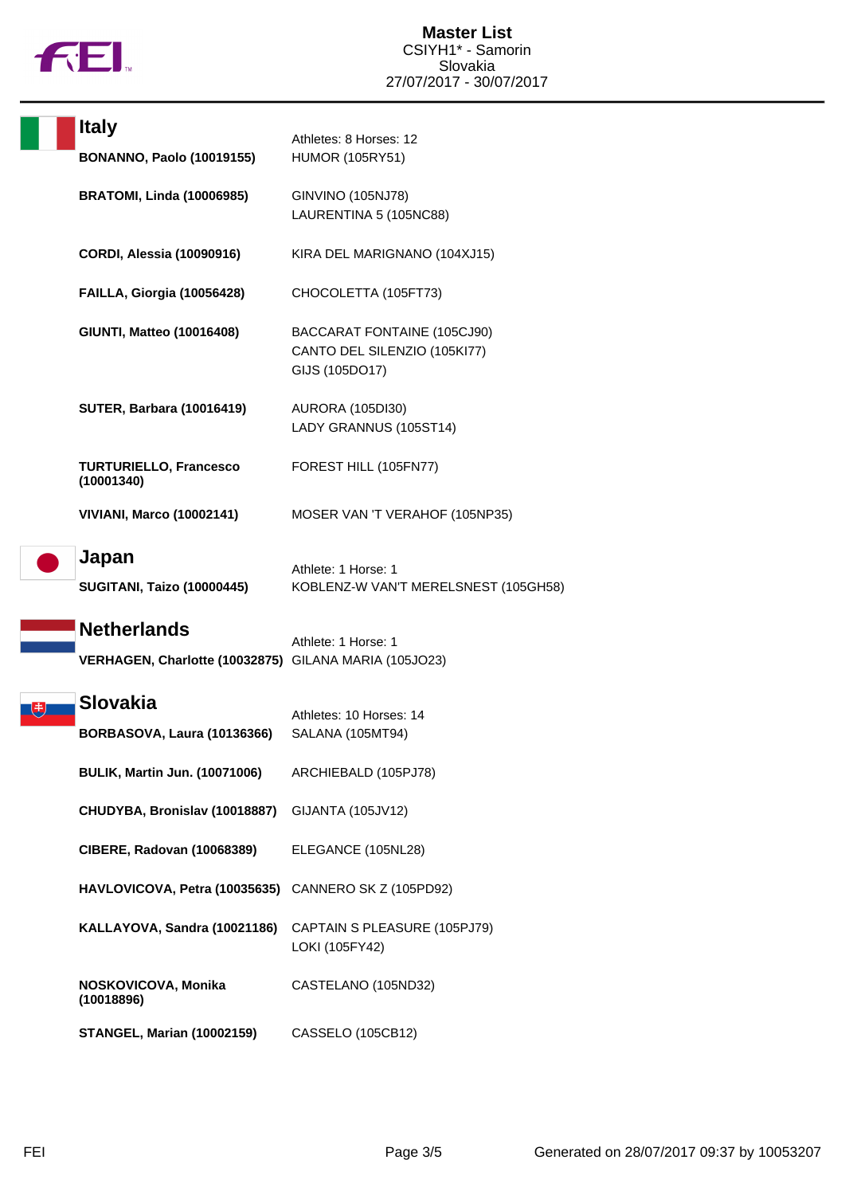# Master List
CSIYH1* - Samorin
Slovakia
27/07/2017 - 30/07/2017

## Italy

Athletes: 8 Horses: 12

| Athlete | Horses |
| --- | --- |
| **BONANNO, Paolo (10019155)** | HUMOR (105RY51) |
| **BRATOMI, Linda (10006985)** | GINVINO (105NJ78)<br>LAURENTINA 5 (105NC88) |
| **CORDI, Alessia (10090916)** | KIRA DEL MARIGNANO (104XJ15) |
| **FAILLA, Giorgia (10056428)** | CHOCOLETTA (105FT73) |
| **GIUNTI, Matteo (10016408)** | BACCARAT FONTAINE (105CJ90)<br>CANTO DEL SILENZIO (105KI77)<br>GIJS (105DO17) |
| **SUTER, Barbara (10016419)** | AURORA (105DI30)<br>LADY GRANNUS (105ST14) |
| **TURTURIELLO, Francesco (10001340)** | FOREST HILL (105FN77) |
| **VIVIANI, Marco (10002141)** | MOSER VAN 'T VERAHOF (105NP35) |

## Japan

Athlete: 1 Horse: 1

| Athlete | Horses |
| --- | --- |
| **SUGITANI, Taizo (10000445)** | KOBLENZ-W VAN'T MERELSNEST (105GH58) |

## Netherlands

Athlete: 1 Horse: 1

| Athlete | Horses |
| --- | --- |
| **VERHAGEN, Charlotte (10032875)** | GILANA MARIA (105JO23) |

## Slovakia

Athletes: 10 Horses: 14

| Athlete | Horses |
| --- | --- |
| **BORBASOVA, Laura (10136366)** | SALANA (105MT94) |
| **BULIK, Martin Jun. (10071006)** | ARCHIEBALD (105PJ78) |
| **CHUDYBA, Bronislav (10018887)** | GIJANTA (105JV12) |
| **CIBERE, Radovan (10068389)** | ELEGANCE (105NL28) |
| **HAVLOVICOVA, Petra (10035635)** | CANNERO SK Z (105PD92) |
| **KALLAYOVA, Sandra (10021186)** | CAPTAIN S PLEASURE (105PJ79)<br>LOKI (105FY42) |
| **NOSKOVICOVA, Monika (10018896)** | CASTELANO (105ND32) |
| **STANGEL, Marian (10002159)** | CASSELO (105CB12) |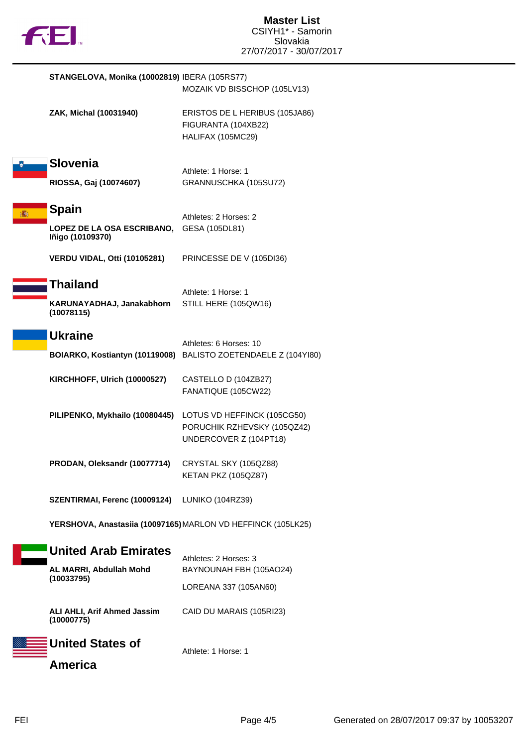**STANGELOVA, Monika (10002819)** IBERA (105RS77)
MOZAIK VD BISSCHOP (105LV13)

**ZAK, Michal (10031940)** ERISTOS DE L HERIBUS (105JA86)
FIGURANTA (104XB22)
HALIFAX (105MC29)

## Slovenia

Athlete: 1 Horse: 1

**RIOSSA, Gaj (10074607)** GRANNUSCHKA (105SU72)

## Spain

Athletes: 2 Horses: 2

**LOPEZ DE LA OSA ESCRIBANO, Iñigo (10109370)** GESA (105DL81)

**VERDU VIDAL, Otti (10105281)** PRINCESSE DE V (105DI36)

## Thailand

Athlete: 1 Horse: 1

**KARUNAYADHAJ, Janakabhorn (10078115)** STILL HERE (105QW16)

## Ukraine

Athletes: 6 Horses: 10

**BOIARKO, Kostiantyn (10119008)** BALISTO ZOETENDAELE Z (104YI80)

**KIRCHHOFF, Ulrich (10000527)** CASTELLO D (104ZB27)
FANATIQUE (105CW22)

**PILIPENKO, Mykhailo (10080445)** LOTUS VD HEFFINCK (105CG50)
PORUCHIK RZHEVSKY (105QZ42)
UNDERCOVER Z (104PT18)

**PRODAN, Oleksandr (10077714)** CRYSTAL SKY (105QZ88)
KETAN PKZ (105QZ87)

**SZENTIRMAI, Ferenc (10009124)** LUNIKO (104RZ39)

**YERSHOVA, Anastasiia (10097165)** MARLON VD HEFFINCK (105LK25)

## United Arab Emirates

Athletes: 2 Horses: 3

**AL MARRI, Abdullah Mohd (10033795)** BAYNOUNAH FBH (105AO24)
LOREANA 337 (105AN60)

**ALI AHLI, Arif Ahmed Jassim (10000775)** CAID DU MARAIS (105RI23)

## United States of America

Athlete: 1 Horse: 1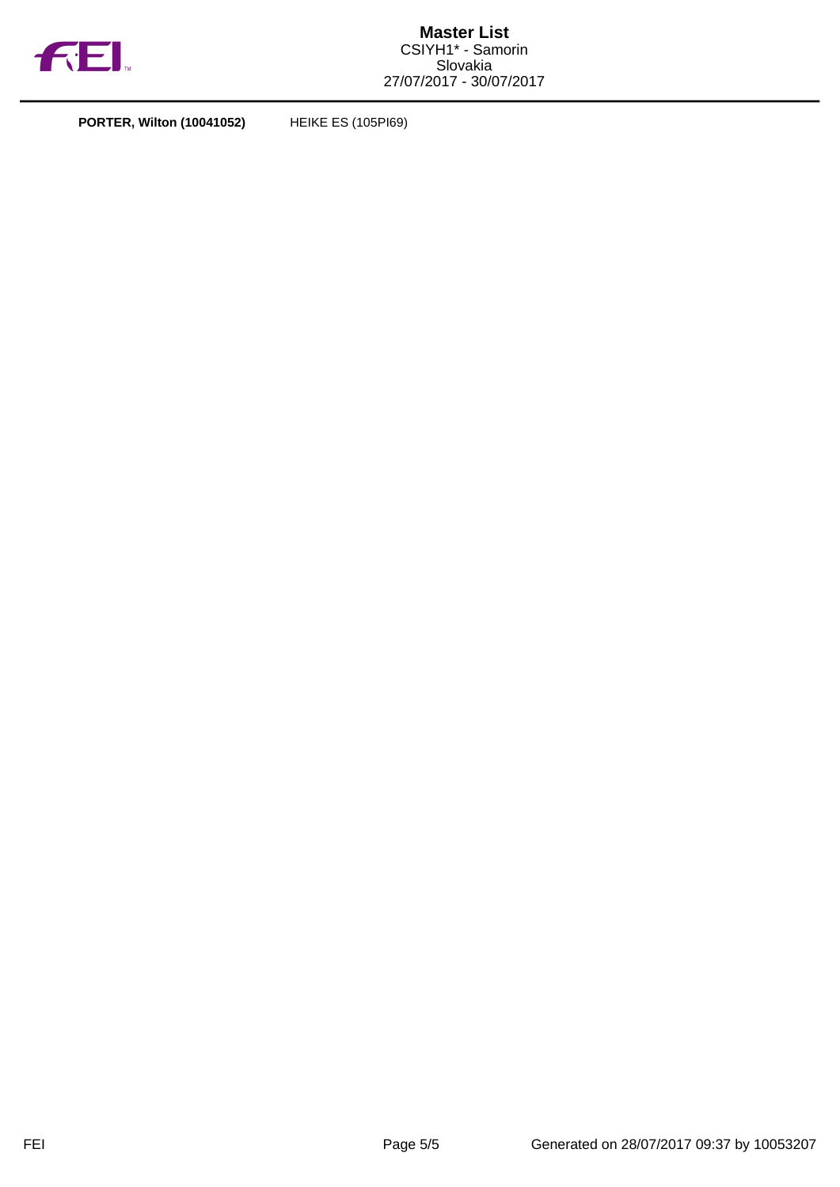**PORTER, Wilton (10041052)** HEIKE ES (105PI69)